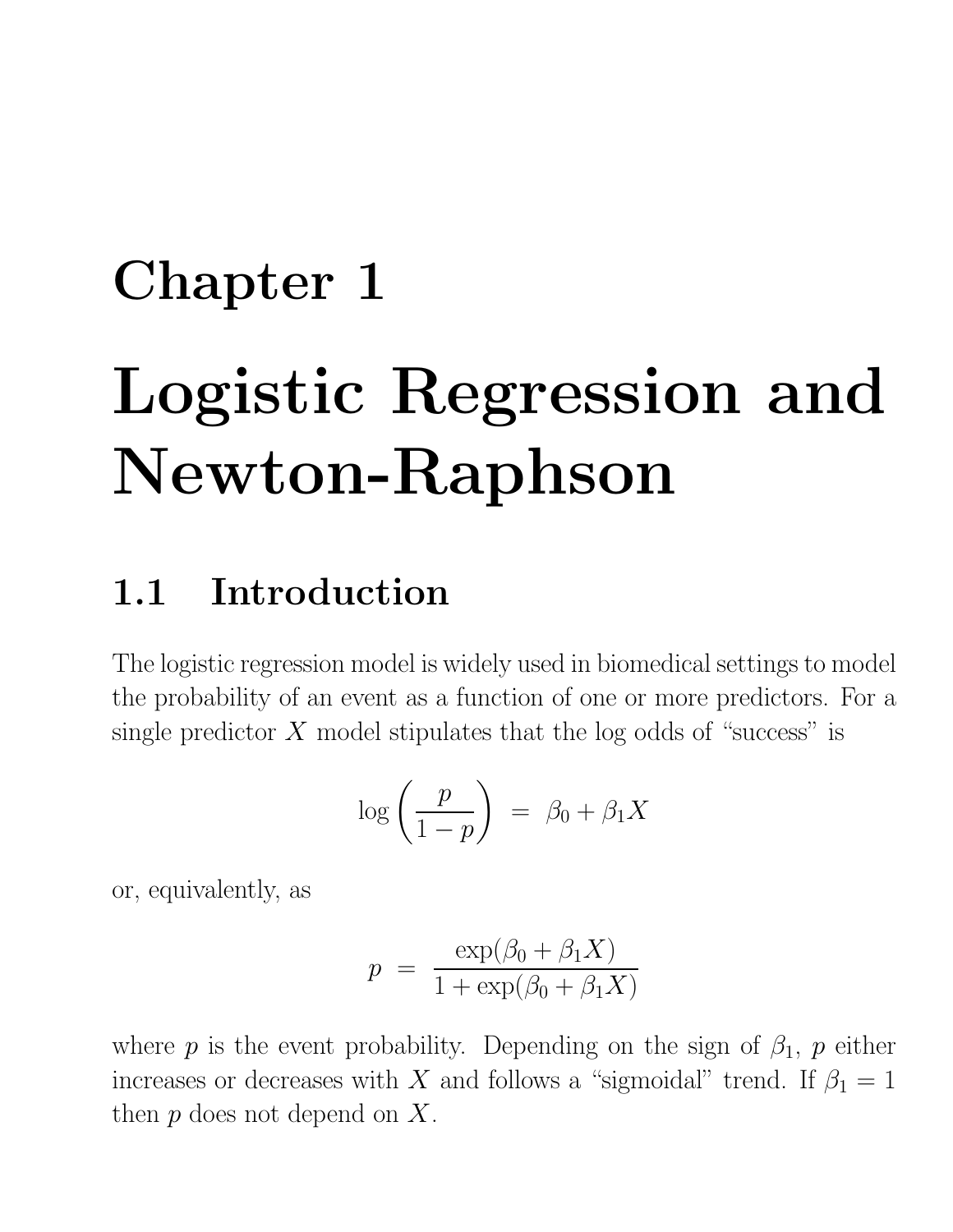# Chapter 1

# Logistic Regression and Newton-Raphson

## 1.1 Introduction

The logistic regression model is widely used in biomedical settings to model the probability of an event as a function of one or more predictors. For a single predictor $X$ model stipulates that the log odds of "success" is

$$\log\left(\frac{p}{1-p}\right) \;=\; \beta_0 + \beta_1 X$$

or, equivalently, as

$$p \;=\; \frac{\exp(\beta_0 + \beta_1 X)}{1 + \exp(\beta_0 + \beta_1 X)}$$

where $p$ is the event probability. Depending on the sign of $\beta_1$, $p$ either increases or decreases with $X$ and follows a "sigmoidal" trend. If $\beta_1 = 1$ then $p$ does not depend on $X$.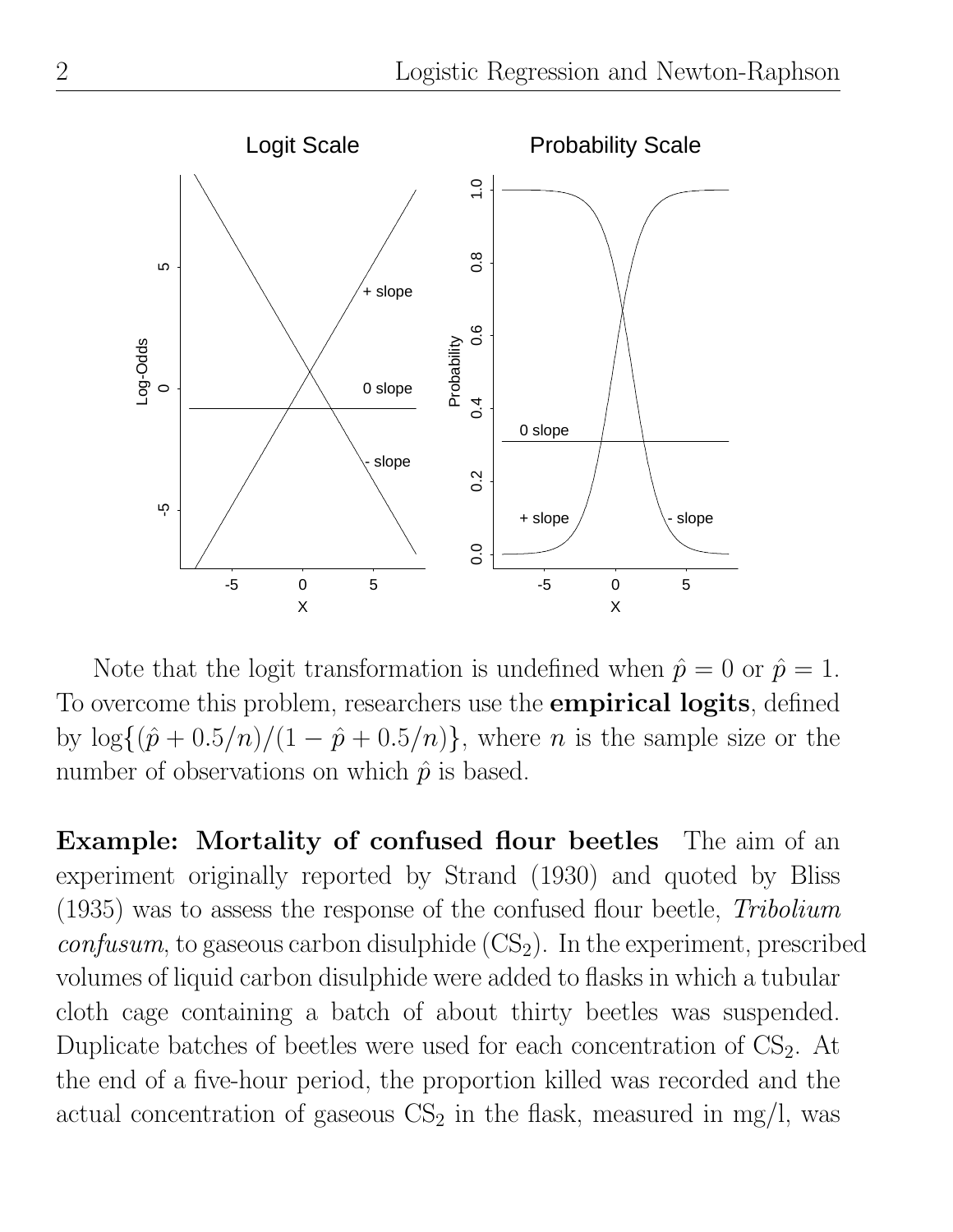Note that the logit transformation is undefined when $\hat{p} = 0$ or $\hat{p} = 1$. To overcome this problem, researchers use the **empirical logits**, defined by $\log\{(\hat{p} + 0.5/n)/(1 - \hat{p} + 0.5/n)\}$, where $n$ is the sample size or the number of observations on which $\hat{p}$ is based.

**Example: Mortality of confused flour beetles** The aim of an experiment originally reported by Strand (1930) and quoted by Bliss (1935) was to assess the response of the confused flour beetle, *Tribolium confusum*, to gaseous carbon disulphide ($CS_2$). In the experiment, prescribed volumes of liquid carbon disulphide were added to flasks in which a tubular cloth cage containing a batch of about thirty beetles was suspended. Duplicate batches of beetles were used for each concentration of $CS_2$. At the end of a five-hour period, the proportion killed was recorded and the actual concentration of gaseous $CS_2$ in the flask, measured in mg/l, was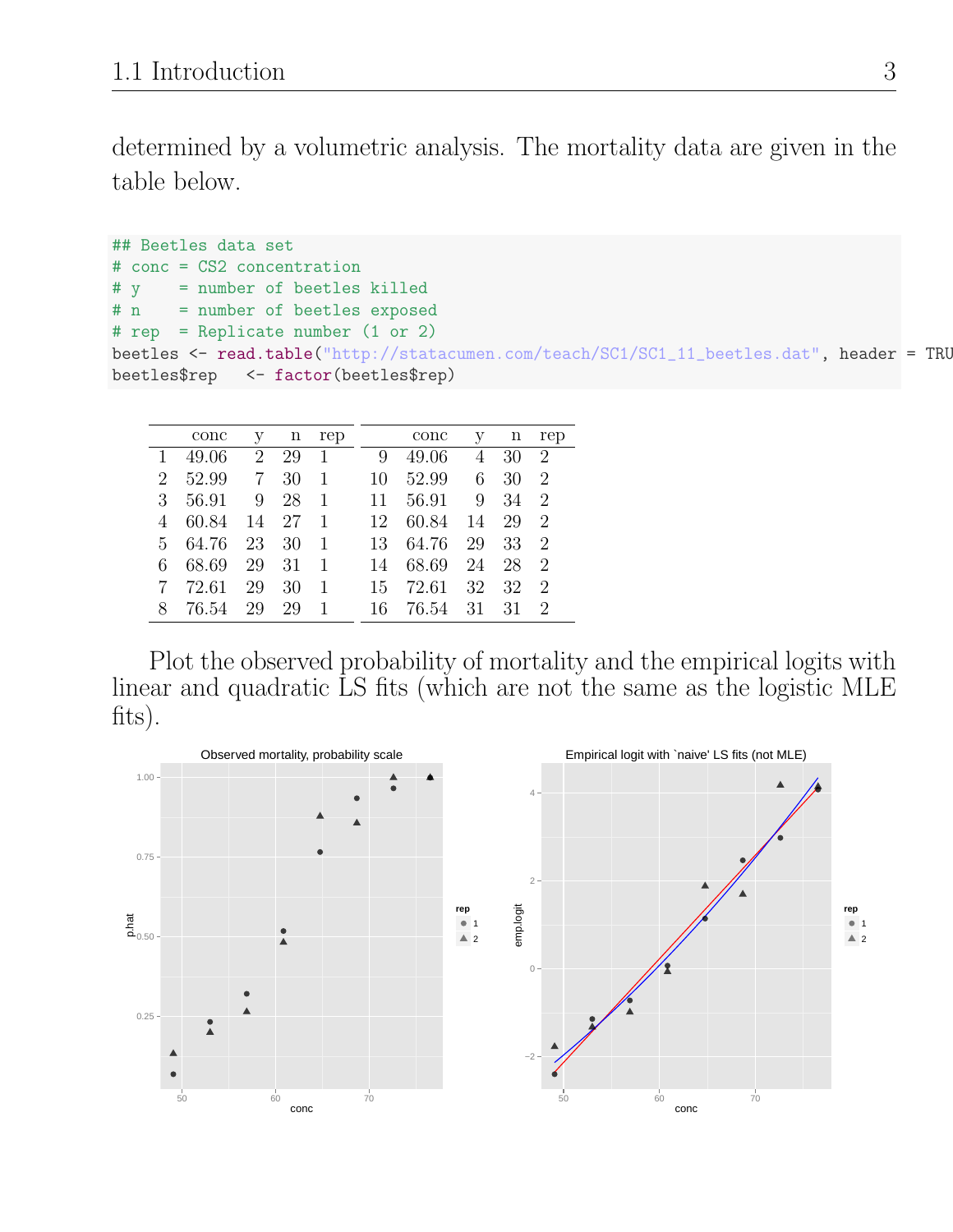determined by a volumetric analysis. The mortality data are given in the table below.

```
## Beetles data set
# conc = CS2 concentration
# y    = number of beetles killed
# n    = number of beetles exposed
# rep  = Replicate number (1 or 2)
beetles <- read.table("http://statacumen.com/teach/SC1/SC1_11_beetles.dat", header = TRU
beetles$rep   <- factor(beetles$rep)
```

| | conc | y | n | rep |
|---|---|---|---|---|
| 1 | 49.06 | 2 | 29 | 1 |
| 2 | 52.99 | 7 | 30 | 1 |
| 3 | 56.91 | 9 | 28 | 1 |
| 4 | 60.84 | 14 | 27 | 1 |
| 5 | 64.76 | 23 | 30 | 1 |
| 6 | 68.69 | 29 | 31 | 1 |
| 7 | 72.61 | 29 | 30 | 1 |
| 8 | 76.54 | 29 | 29 | 1 |

| | conc | y | n | rep |
|---|---|---|---|---|
| 9 | 49.06 | 4 | 30 | 2 |
| 10 | 52.99 | 6 | 30 | 2 |
| 11 | 56.91 | 9 | 34 | 2 |
| 12 | 60.84 | 14 | 29 | 2 |
| 13 | 64.76 | 29 | 33 | 2 |
| 14 | 68.69 | 24 | 28 | 2 |
| 15 | 72.61 | 32 | 32 | 2 |
| 16 | 76.54 | 31 | 31 | 2 |

Plot the observed probability of mortality and the empirical logits with linear and quadratic LS fits (which are not the same as the logistic MLE fits).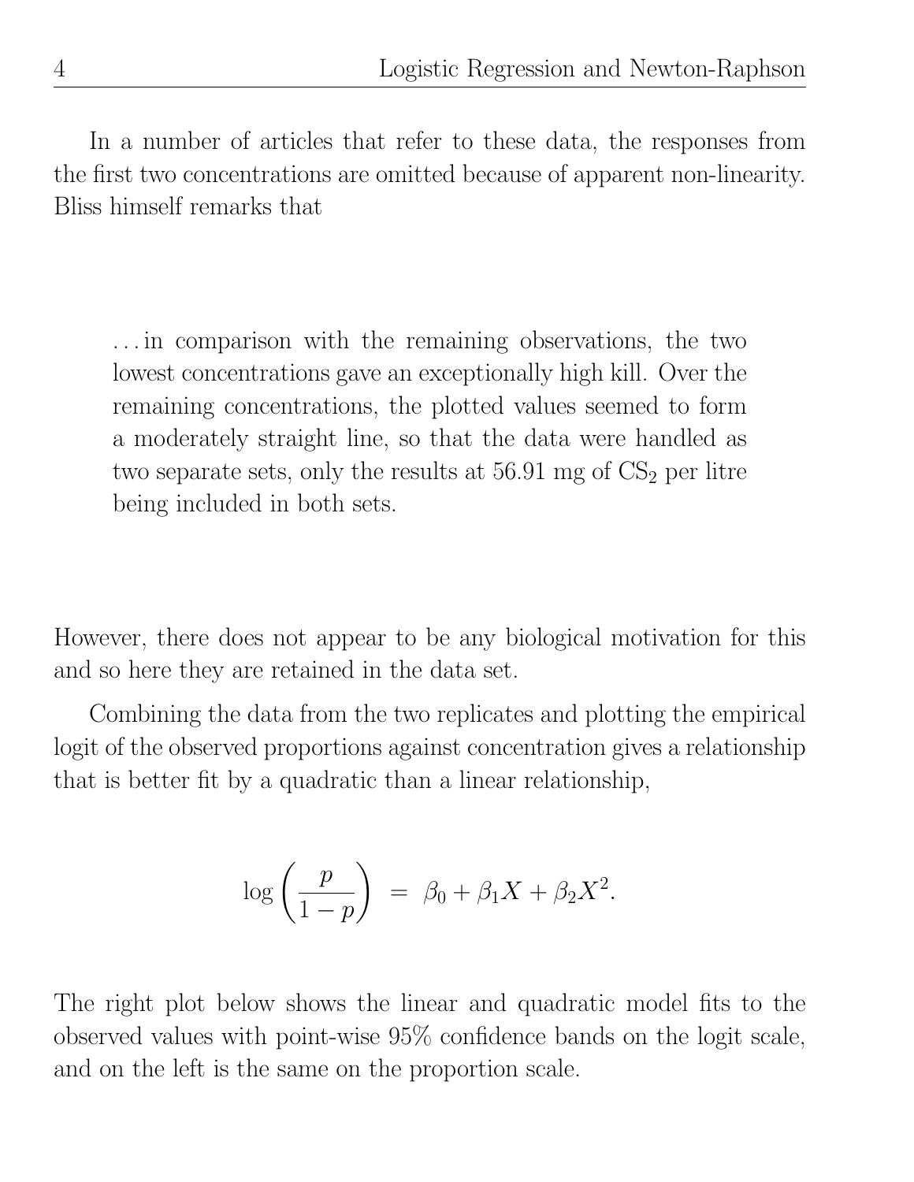In a number of articles that refer to these data, the responses from the first two concentrations are omitted because of apparent non-linearity. Bliss himself remarks that

> ...in comparison with the remaining observations, the two lowest concentrations gave an exceptionally high kill. Over the remaining concentrations, the plotted values seemed to form a moderately straight line, so that the data were handled as two separate sets, only the results at 56.91 mg of $CS_2$ per litre being included in both sets.

However, there does not appear to be any biological motivation for this and so here they are retained in the data set.

Combining the data from the two replicates and plotting the empirical logit of the observed proportions against concentration gives a relationship that is better fit by a quadratic than a linear relationship,

$$\log\left(\frac{p}{1-p}\right) \;=\; \beta_0 + \beta_1 X + \beta_2 X^2.$$

The right plot below shows the linear and quadratic model fits to the observed values with point-wise 95% confidence bands on the logit scale, and on the left is the same on the proportion scale.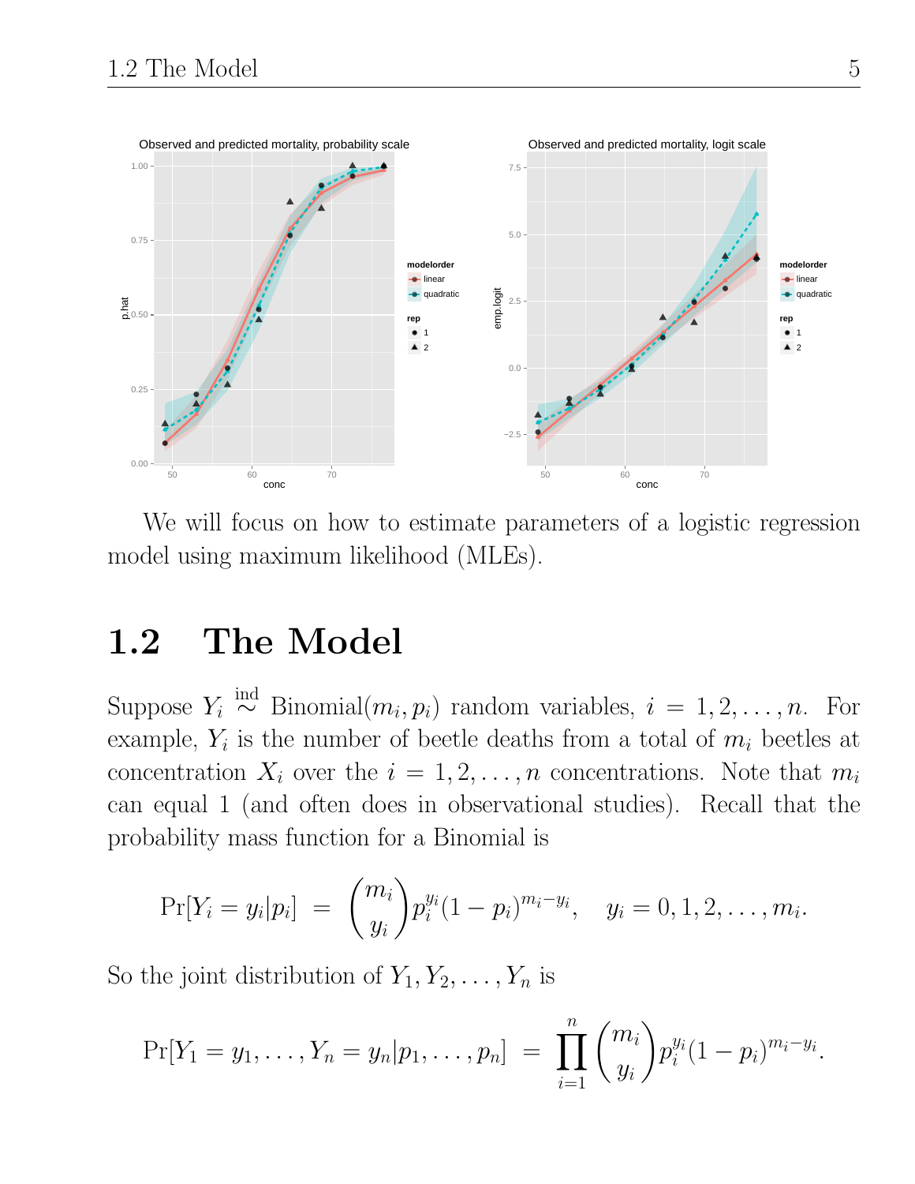We will focus on how to estimate parameters of a logistic regression model using maximum likelihood (MLEs).

## 1.2 The Model

Suppose $Y_i \overset{\text{ind}}{\sim} \text{Binomial}(m_i, p_i)$ random variables, $i = 1, 2, \ldots, n$. For example, $Y_i$ is the number of beetle deaths from a total of $m_i$ beetles at concentration $X_i$ over the $i = 1, 2, \ldots, n$ concentrations. Note that $m_i$ can equal 1 (and often does in observational studies). Recall that the probability mass function for a Binomial is

$$\Pr[Y_i = y_i | p_i] \;=\; \binom{m_i}{y_i} p_i^{y_i} (1 - p_i)^{m_i - y_i}, \quad y_i = 0, 1, 2, \ldots, m_i.$$

So the joint distribution of $Y_1, Y_2, \ldots, Y_n$ is

$$\Pr[Y_1 = y_1, \ldots, Y_n = y_n | p_1, \ldots, p_n] \;=\; \prod_{i=1}^{n} \binom{m_i}{y_i} p_i^{y_i} (1 - p_i)^{m_i - y_i}.$$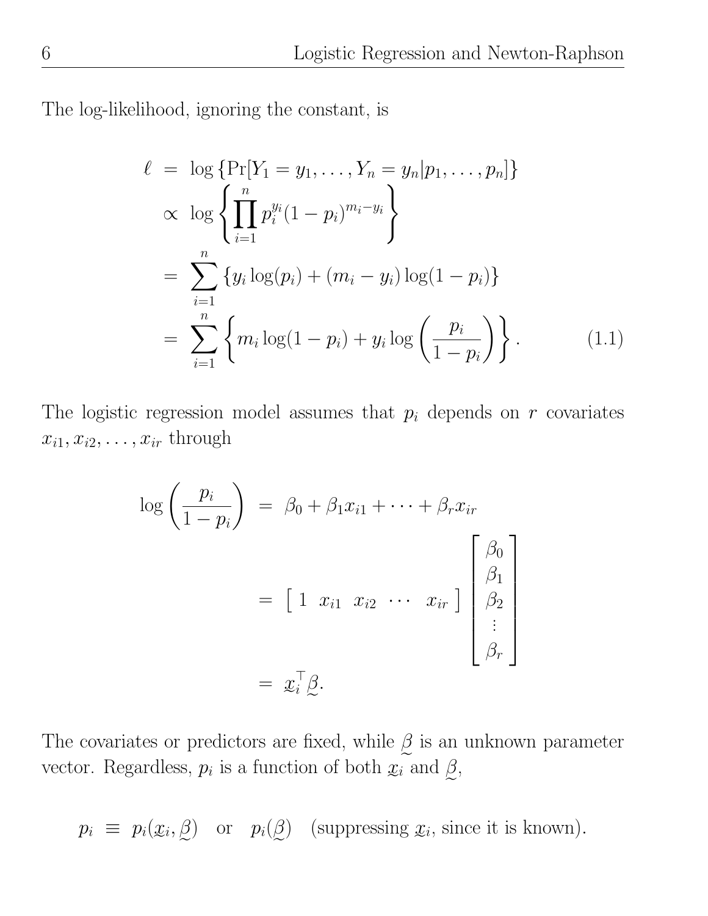The log-likelihood, ignoring the constant, is

$$
\begin{aligned}
\ell &= \log \left\{ \Pr[Y_1 = y_1, \ldots, Y_n = y_n | p_1, \ldots, p_n] \right\} \\
&\propto \log \left\{ \prod_{i=1}^{n} p_i^{y_i} (1 - p_i)^{m_i - y_i} \right\} \\
&= \sum_{i=1}^{n} \left\{ y_i \log(p_i) + (m_i - y_i) \log(1 - p_i) \right\} \\
&= \sum_{i=1}^{n} \left\{ m_i \log(1 - p_i) + y_i \log\left( \frac{p_i}{1 - p_i} \right) \right\}. \qquad (1.1)
\end{aligned}
$$

The logistic regression model assumes that $p_i$ depends on $r$ covariates $x_{i1}, x_{i2}, \ldots, x_{ir}$ through

$$
\begin{aligned}
\log\left( \frac{p_i}{1 - p_i} \right) &= \beta_0 + \beta_1 x_{i1} + \cdots + \beta_r x_{ir} \\
&= \begin{bmatrix} 1 & x_{i1} & x_{i2} & \cdots & x_{ir} \end{bmatrix} \begin{bmatrix} \beta_0 \\ \beta_1 \\ \beta_2 \\ \vdots \\ \beta_r \end{bmatrix} \\
&= \underset{\sim}{x}_i^\top \underset{\sim}{\beta}.
\end{aligned}
$$

The covariates or predictors are fixed, while $\underset{\sim}{\beta}$ is an unknown parameter vector. Regardless, $p_i$ is a function of both $\underset{\sim}{x}_i$ and $\underset{\sim}{\beta}$,

$$
p_i \equiv p_i(\underset{\sim}{x}_i, \underset{\sim}{\beta}) \quad \text{or} \quad p_i(\underset{\sim}{\beta}) \quad \text{(suppressing } \underset{\sim}{x}_i\text{, since it is known).}
$$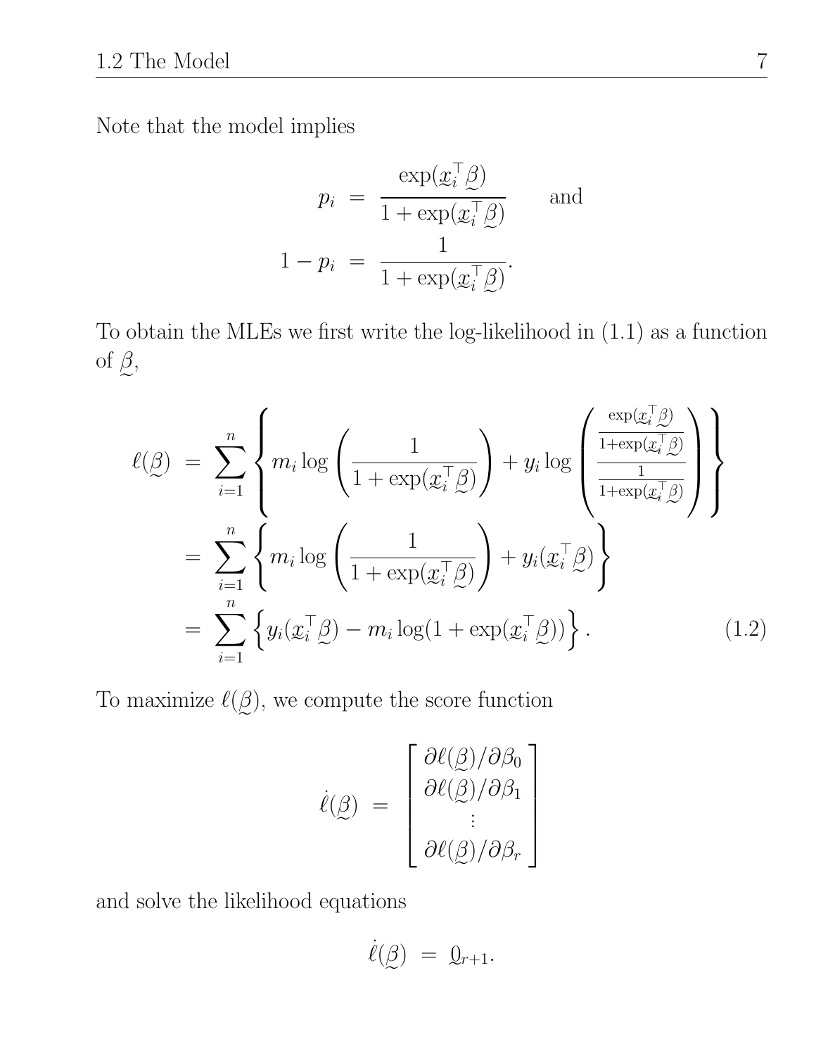Note that the model implies

$$
\begin{aligned}
p_i &= \frac{\exp(\underset{\sim}{x}_i^\top \underset{\sim}{\beta})}{1+\exp(\underset{\sim}{x}_i^\top \underset{\sim}{\beta})} \qquad \text{and} \\
1 - p_i &= \frac{1}{1+\exp(\underset{\sim}{x}_i^\top \underset{\sim}{\beta})}.
\end{aligned}
$$

To obtain the MLEs we first write the log-likelihood in (1.1) as a function of $\underset{\sim}{\beta}$,

$$
\begin{aligned}
\ell(\underset{\sim}{\beta}) &= \sum_{i=1}^{n} \left\{ m_i \log\left( \frac{1}{1+\exp(\underset{\sim}{x}_i^\top \underset{\sim}{\beta})} \right) + y_i \log\left( \frac{\frac{\exp(\underset{\sim}{x}_i^\top \underset{\sim}{\beta})}{1+\exp(\underset{\sim}{x}_i^\top \underset{\sim}{\beta})}}{\frac{1}{1+\exp(\underset{\sim}{x}_i^\top \underset{\sim}{\beta})}} \right) \right\} \\
&= \sum_{i=1}^{n} \left\{ m_i \log\left( \frac{1}{1+\exp(\underset{\sim}{x}_i^\top \underset{\sim}{\beta})} \right) + y_i(\underset{\sim}{x}_i^\top \underset{\sim}{\beta}) \right\} \\
&= \sum_{i=1}^{n} \left\{ y_i(\underset{\sim}{x}_i^\top \underset{\sim}{\beta}) - m_i \log(1+\exp(\underset{\sim}{x}_i^\top \underset{\sim}{\beta})) \right\}. \qquad (1.2)
\end{aligned}
$$

To maximize $\ell(\underset{\sim}{\beta})$, we compute the score function

$$
\dot{\ell}(\underset{\sim}{\beta}) = \begin{bmatrix} \partial \ell(\underset{\sim}{\beta})/\partial \beta_0 \\ \partial \ell(\underset{\sim}{\beta})/\partial \beta_1 \\ \vdots \\ \partial \ell(\underset{\sim}{\beta})/\partial \beta_r \end{bmatrix}
$$

and solve the likelihood equations

$$
\dot{\ell}(\underset{\sim}{\beta}) = \underset{\sim}{0}_{r+1}.
$$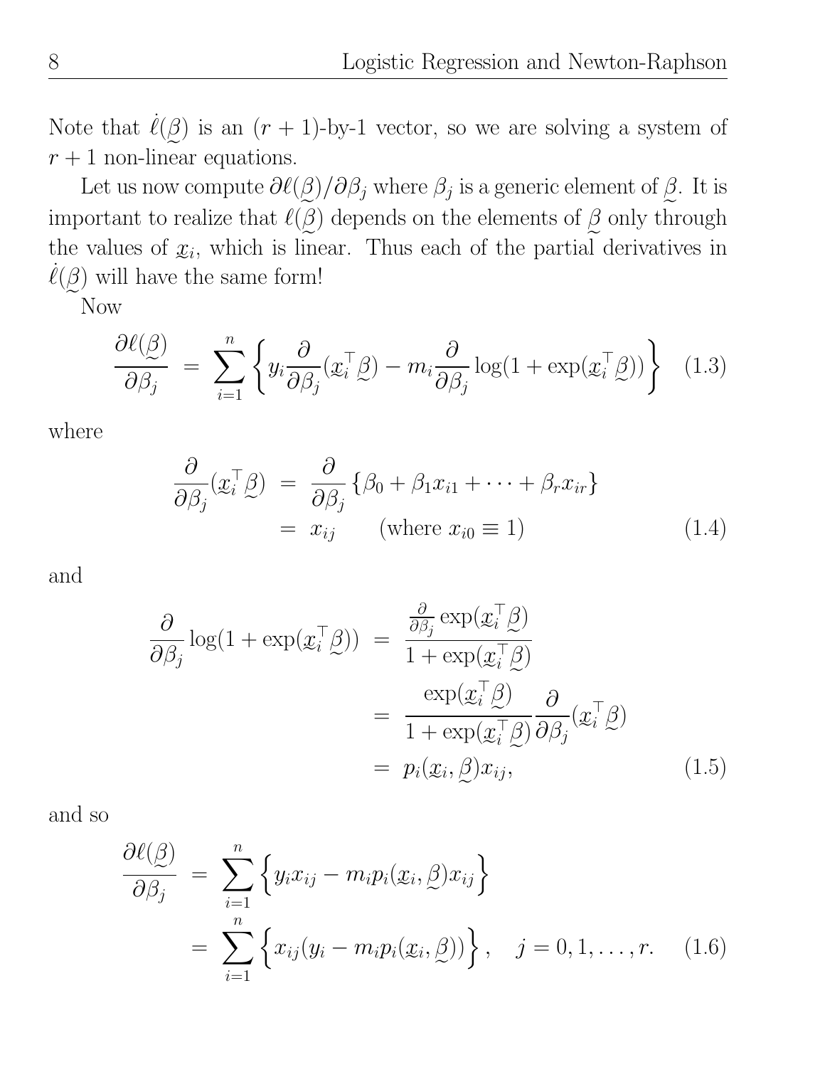Note that $\dot{\ell}(\underset{\sim}{\beta})$ is an $(r+1)$-by-1 vector, so we are solving a system of $r+1$ non-linear equations.

Let us now compute $\partial \ell(\underset{\sim}{\beta})/\partial \beta_j$ where $\beta_j$ is a generic element of $\underset{\sim}{\beta}$. It is important to realize that $\ell(\underset{\sim}{\beta})$ depends on the elements of $\underset{\sim}{\beta}$ only through the values of $\underset{\sim}{x}_i$, which is linear. Thus each of the partial derivatives in $\dot{\ell}(\underset{\sim}{\beta})$ will have the same form!

Now

$$\frac{\partial \ell(\underset{\sim}{\beta})}{\partial \beta_j} = \sum_{i=1}^{n} \left\{ y_i \frac{\partial}{\partial \beta_j}(\underset{\sim}{x}_i^\top \underset{\sim}{\beta}) - m_i \frac{\partial}{\partial \beta_j} \log(1 + \exp(\underset{\sim}{x}_i^\top \underset{\sim}{\beta})) \right\} \quad (1.3)$$

where

$$\begin{aligned}
\frac{\partial}{\partial \beta_j}(\underset{\sim}{x}_i^\top \underset{\sim}{\beta}) &= \frac{\partial}{\partial \beta_j} \{\beta_0 + \beta_1 x_{i1} + \cdots + \beta_r x_{ir}\} \\
&= x_{ij} \qquad (\text{where } x_{i0} \equiv 1) \qquad (1.4)
\end{aligned}$$

and

$$\begin{aligned}
\frac{\partial}{\partial \beta_j} \log(1 + \exp(\underset{\sim}{x}_i^\top \underset{\sim}{\beta})) &= \frac{\frac{\partial}{\partial \beta_j} \exp(\underset{\sim}{x}_i^\top \underset{\sim}{\beta})}{1 + \exp(\underset{\sim}{x}_i^\top \underset{\sim}{\beta})} \\
&= \frac{\exp(\underset{\sim}{x}_i^\top \underset{\sim}{\beta})}{1 + \exp(\underset{\sim}{x}_i^\top \underset{\sim}{\beta})} \frac{\partial}{\partial \beta_j}(\underset{\sim}{x}_i^\top \underset{\sim}{\beta}) \\
&= p_i(\underset{\sim}{x}_i, \underset{\sim}{\beta}) x_{ij}, \qquad (1.5)
\end{aligned}$$

and so

$$\begin{aligned}
\frac{\partial \ell(\underset{\sim}{\beta})}{\partial \beta_j} &= \sum_{i=1}^{n} \left\{ y_i x_{ij} - m_i p_i(\underset{\sim}{x}_i, \underset{\sim}{\beta}) x_{ij} \right\} \\
&= \sum_{i=1}^{n} \left\{ x_{ij}(y_i - m_i p_i(\underset{\sim}{x}_i, \underset{\sim}{\beta})) \right\}, \quad j = 0, 1, \ldots, r. \qquad (1.6)
\end{aligned}$$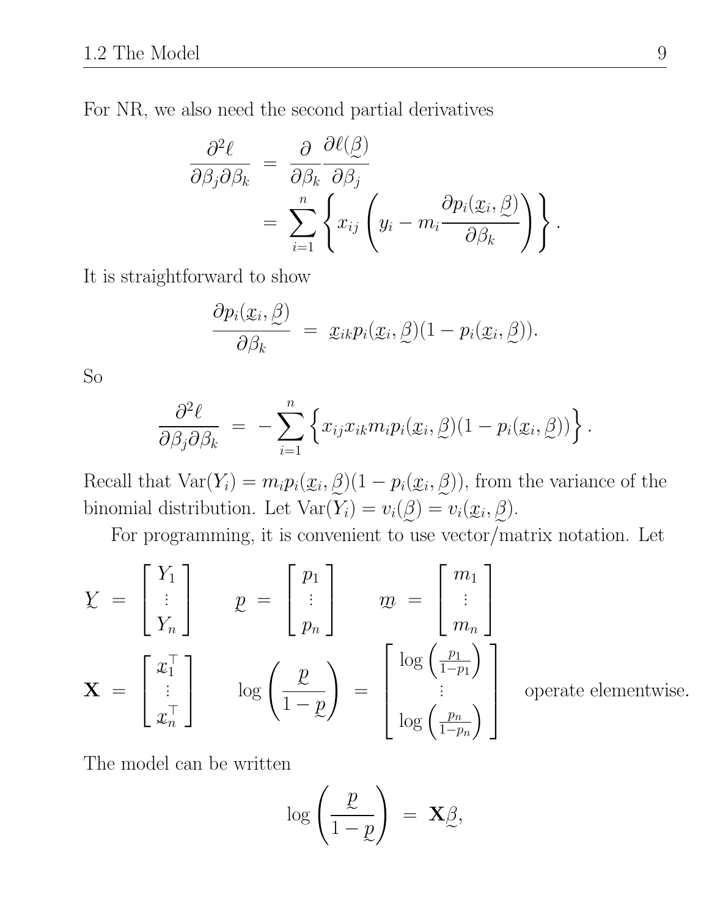For NR, we also need the second partial derivatives

$$
\begin{aligned}
\frac{\partial^2 \ell}{\partial \beta_j \partial \beta_k} &= \frac{\partial}{\partial \beta_k} \frac{\partial \ell(\underset{\sim}{\beta})}{\partial \beta_j} \\
&= \sum_{i=1}^{n} \left\{ x_{ij} \left( y_i - m_i \frac{\partial p_i(\underset{\sim}{x}_i, \underset{\sim}{\beta})}{\partial \beta_k} \right) \right\}.
\end{aligned}
$$

It is straightforward to show

$$
\frac{\partial p_i(\underset{\sim}{x}_i, \underset{\sim}{\beta})}{\partial \beta_k} = \underset{\sim}{x}_{ik} p_i(\underset{\sim}{x}_i, \underset{\sim}{\beta})(1 - p_i(\underset{\sim}{x}_i, \underset{\sim}{\beta})).
$$

So

$$
\frac{\partial^2 \ell}{\partial \beta_j \partial \beta_k} = -\sum_{i=1}^{n} \left\{ x_{ij} x_{ik} m_i p_i(\underset{\sim}{x}_i, \underset{\sim}{\beta})(1 - p_i(\underset{\sim}{x}_i, \underset{\sim}{\beta})) \right\}.
$$

Recall that $\mathrm{Var}(Y_i) = m_i p_i(\underset{\sim}{x}_i, \underset{\sim}{\beta})(1 - p_i(\underset{\sim}{x}_i, \underset{\sim}{\beta}))$, from the variance of the binomial distribution. Let $\mathrm{Var}(Y_i) = v_i(\underset{\sim}{\beta}) = v_i(\underset{\sim}{x}_i, \underset{\sim}{\beta})$.

For programming, it is convenient to use vector/matrix notation. Let

$$
\underset{\sim}{Y} = \begin{bmatrix} Y_1 \\ \vdots \\ Y_n \end{bmatrix} \qquad \underset{\sim}{p} = \begin{bmatrix} p_1 \\ \vdots \\ p_n \end{bmatrix} \qquad \underset{\sim}{m} = \begin{bmatrix} m_1 \\ \vdots \\ m_n \end{bmatrix}
$$

$$
\mathbf{X} = \begin{bmatrix} \underset{\sim}{x}_1^\top \\ \vdots \\ \underset{\sim}{x}_n^\top \end{bmatrix} \qquad \log\left(\frac{\underset{\sim}{p}}{1 - \underset{\sim}{p}}\right) = \begin{bmatrix} \log\left(\frac{p_1}{1-p_1}\right) \\ \vdots \\ \log\left(\frac{p_n}{1-p_n}\right) \end{bmatrix} \quad \text{operate elementwise.}
$$

The model can be written

$$
\log\left(\frac{\underset{\sim}{p}}{1 - \underset{\sim}{p}}\right) = \mathbf{X}\underset{\sim}{\beta},
$$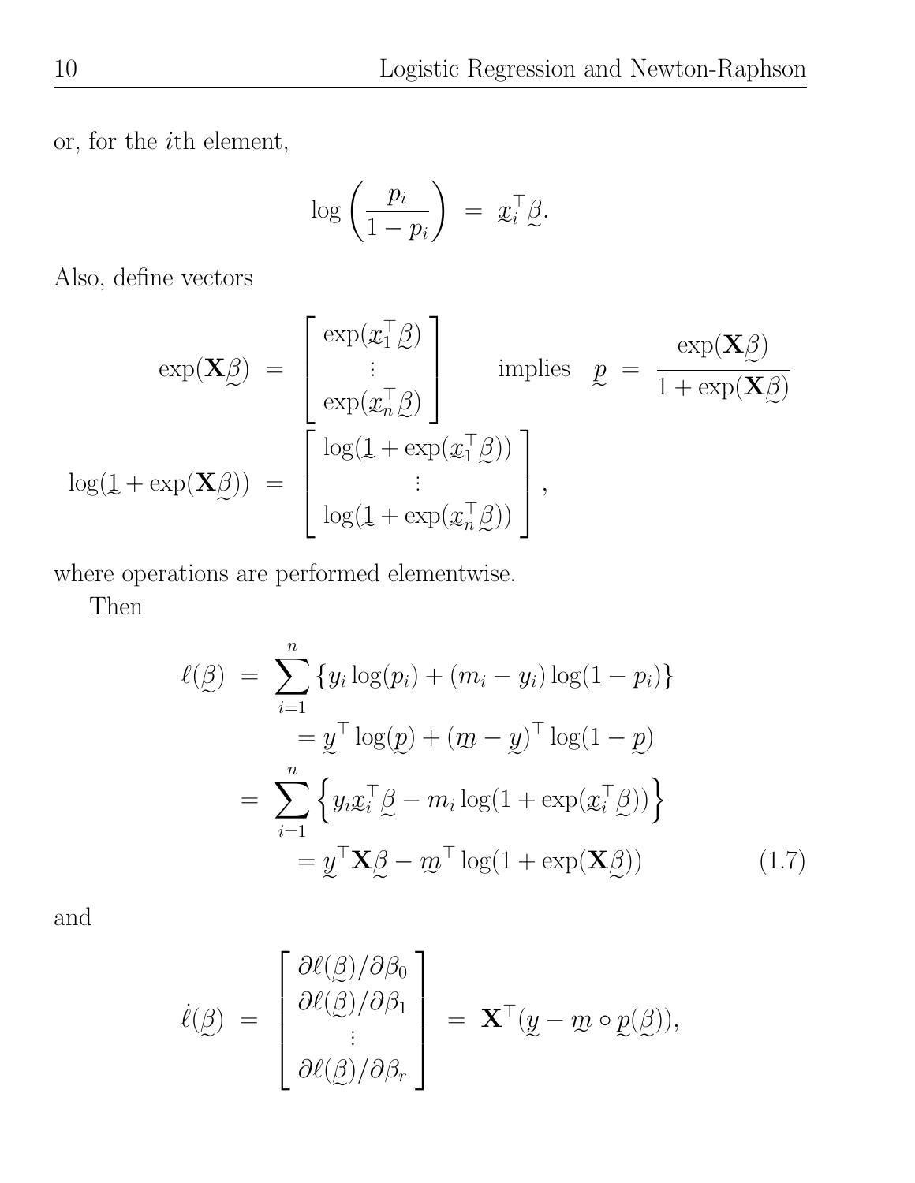or, for the $i$th element,

$$\log\left(\frac{p_i}{1-p_i}\right) \;=\; \underset{\sim}{x}_i^\top \underset{\sim}{\beta}.$$

Also, define vectors

$$\exp(\mathbf{X}\underset{\sim}{\beta}) \;=\; \begin{bmatrix} \exp(\underset{\sim}{x}_1^\top \underset{\sim}{\beta}) \\ \vdots \\ \exp(\underset{\sim}{x}_n^\top \underset{\sim}{\beta}) \end{bmatrix} \qquad \text{implies} \quad \underset{\sim}{p} \;=\; \frac{\exp(\mathbf{X}\underset{\sim}{\beta})}{1+\exp(\mathbf{X}\underset{\sim}{\beta})}$$

$$\log(\underset{\sim}{1}+\exp(\mathbf{X}\underset{\sim}{\beta})) \;=\; \begin{bmatrix} \log(\underset{\sim}{1}+\exp(\underset{\sim}{x}_1^\top \underset{\sim}{\beta})) \\ \vdots \\ \log(\underset{\sim}{1}+\exp(\underset{\sim}{x}_n^\top \underset{\sim}{\beta})) \end{bmatrix},$$

where operations are performed elementwise.

Then

$$\begin{aligned}
\ell(\underset{\sim}{\beta}) \;&=\; \sum_{i=1}^{n} \{y_i \log(p_i) + (m_i - y_i)\log(1-p_i)\} \\
&= \underset{\sim}{y}^\top \log(\underset{\sim}{p}) + (\underset{\sim}{m} - \underset{\sim}{y})^\top \log(1-\underset{\sim}{p}) \\
&=\; \sum_{i=1}^{n} \left\{ y_i \underset{\sim}{x}_i^\top \underset{\sim}{\beta} - m_i \log(1+\exp(\underset{\sim}{x}_i^\top \underset{\sim}{\beta})) \right\} \\
&= \underset{\sim}{y}^\top \mathbf{X}\underset{\sim}{\beta} - \underset{\sim}{m}^\top \log(1+\exp(\mathbf{X}\underset{\sim}{\beta})) \qquad (1.7)
\end{aligned}$$

and

$$\dot{\ell}(\underset{\sim}{\beta}) \;=\; \begin{bmatrix} \partial\ell(\underset{\sim}{\beta})/\partial\beta_0 \\ \partial\ell(\underset{\sim}{\beta})/\partial\beta_1 \\ \vdots \\ \partial\ell(\underset{\sim}{\beta})/\partial\beta_r \end{bmatrix} \;=\; \mathbf{X}^\top(\underset{\sim}{y} - \underset{\sim}{m} \circ \underset{\sim}{p}(\underset{\sim}{\beta})),$$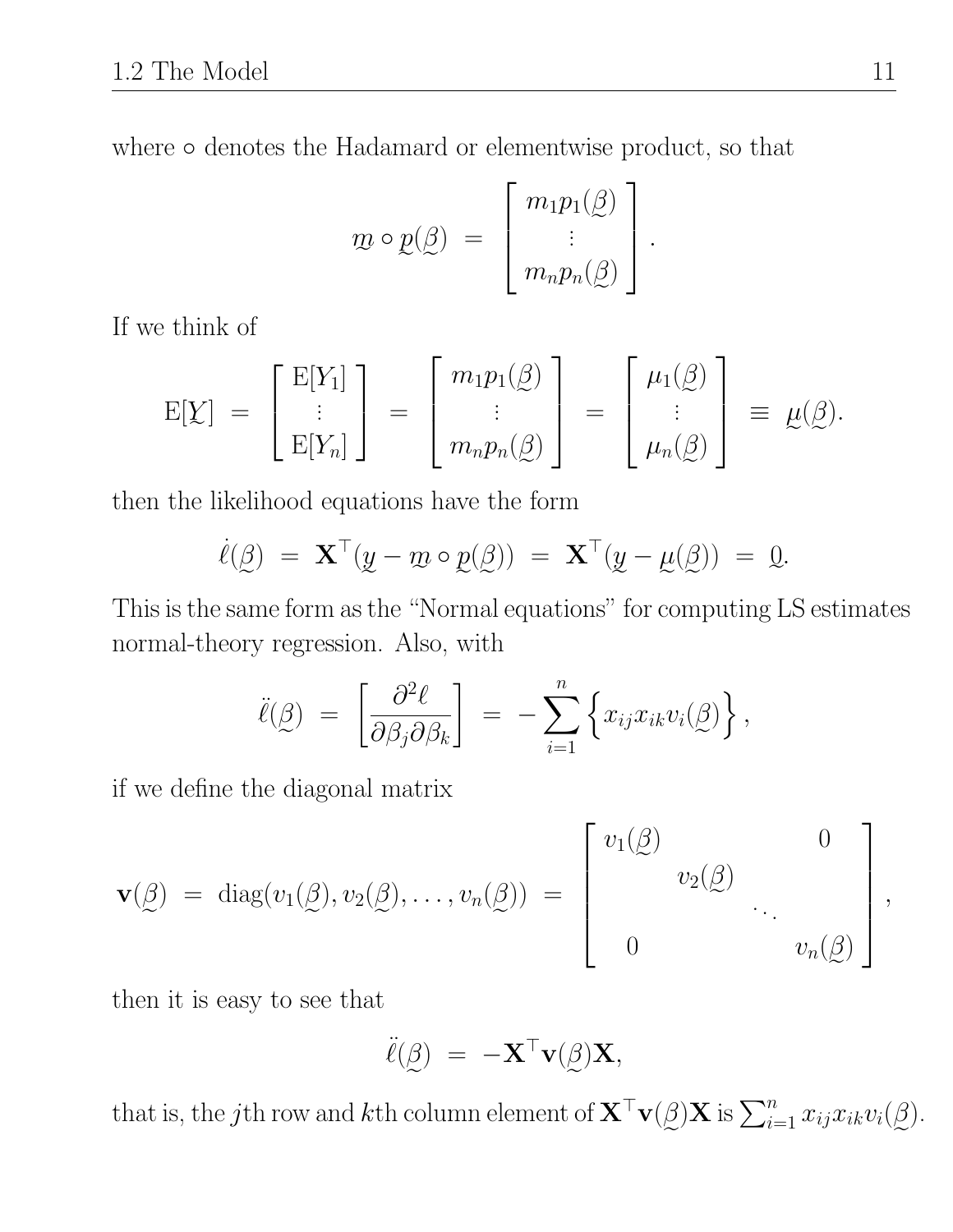where $\circ$ denotes the Hadamard or elementwise product, so that

$$\underset{\sim}{m} \circ \underset{\sim}{p}(\underset{\sim}{\beta}) \;=\; \begin{bmatrix} m_1 p_1(\underset{\sim}{\beta}) \\ \vdots \\ m_n p_n(\underset{\sim}{\beta}) \end{bmatrix}.$$

If we think of

$$\mathrm{E}[\underset{\sim}{Y}] \;=\; \begin{bmatrix} \mathrm{E}[Y_1] \\ \vdots \\ \mathrm{E}[Y_n] \end{bmatrix} \;=\; \begin{bmatrix} m_1 p_1(\underset{\sim}{\beta}) \\ \vdots \\ m_n p_n(\underset{\sim}{\beta}) \end{bmatrix} \;=\; \begin{bmatrix} \mu_1(\underset{\sim}{\beta}) \\ \vdots \\ \mu_n(\underset{\sim}{\beta}) \end{bmatrix} \;\equiv\; \underset{\sim}{\mu}(\underset{\sim}{\beta}).$$

then the likelihood equations have the form

$$\dot{\ell}(\underset{\sim}{\beta}) \;=\; \mathbf{X}^\top(\underset{\sim}{y} - \underset{\sim}{m} \circ \underset{\sim}{p}(\underset{\sim}{\beta})) \;=\; \mathbf{X}^\top(\underset{\sim}{y} - \underset{\sim}{\mu}(\underset{\sim}{\beta})) \;=\; \underset{\sim}{0}.$$

This is the same form as the "Normal equations" for computing LS estimates normal-theory regression. Also, with

$$\ddot{\ell}(\underset{\sim}{\beta}) \;=\; \left[\frac{\partial^2 \ell}{\partial \beta_j \partial \beta_k}\right] \;=\; -\sum_{i=1}^{n} \left\{ x_{ij} x_{ik} v_i(\underset{\sim}{\beta}) \right\},$$

if we define the diagonal matrix

$$\mathbf{v}(\underset{\sim}{\beta}) \;=\; \mathrm{diag}(v_1(\underset{\sim}{\beta}), v_2(\underset{\sim}{\beta}), \ldots, v_n(\underset{\sim}{\beta})) \;=\; \begin{bmatrix} v_1(\underset{\sim}{\beta}) & & & 0 \\ & v_2(\underset{\sim}{\beta}) & & \\ & & \ddots & \\ 0 & & & v_n(\underset{\sim}{\beta}) \end{bmatrix},$$

then it is easy to see that

$$\ddot{\ell}(\underset{\sim}{\beta}) \;=\; -\mathbf{X}^\top \mathbf{v}(\underset{\sim}{\beta}) \mathbf{X},$$

that is, the $j$th row and $k$th column element of $\mathbf{X}^\top \mathbf{v}(\underset{\sim}{\beta})\mathbf{X}$ is $\sum_{i=1}^n x_{ij} x_{ik} v_i(\underset{\sim}{\beta})$.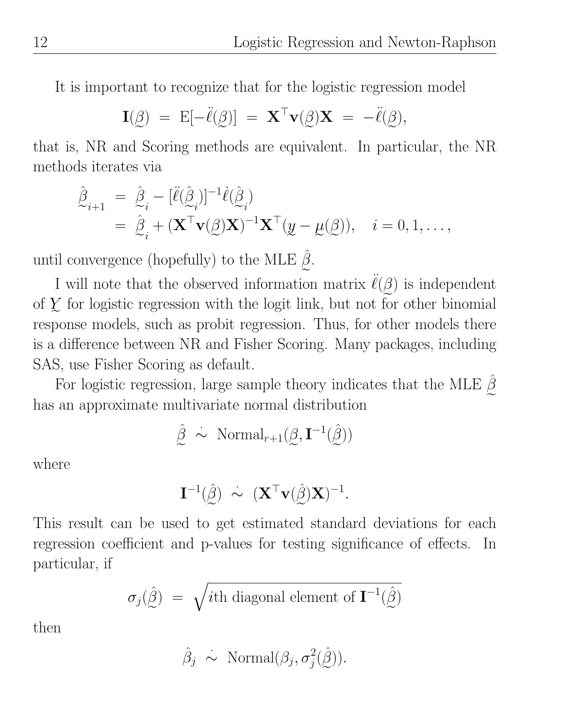It is important to recognize that for the logistic regression model

$$\mathbf{I}(\underset{\sim}{\beta}) \;=\; \mathrm{E}[-\ddot{\ell}(\underset{\sim}{\beta})] \;=\; \mathbf{X}^\top \mathbf{v}(\underset{\sim}{\beta})\mathbf{X} \;=\; -\ddot{\ell}(\underset{\sim}{\beta}),$$

that is, NR and Scoring methods are equivalent. In particular, the NR methods iterates via

$$\begin{aligned}
\hat{\underset{\sim}{\beta}}_{i+1} &= \hat{\underset{\sim}{\beta}}_{i} - [\ddot{\ell}(\hat{\underset{\sim}{\beta}}_{i})]^{-1}\dot{\ell}(\hat{\underset{\sim}{\beta}}_{i}) \\
&= \hat{\underset{\sim}{\beta}}_{i} + (\mathbf{X}^\top \mathbf{v}(\underset{\sim}{\beta})\mathbf{X})^{-1}\mathbf{X}^\top(\underset{\sim}{y} - \underset{\sim}{\mu}(\underset{\sim}{\beta})), \quad i = 0, 1, \ldots,
\end{aligned}$$

until convergence (hopefully) to the MLE $\hat{\underset{\sim}{\beta}}$.

I will note that the observed information matrix $\ddot{\ell}(\underset{\sim}{\beta})$ is independent of $\underset{\sim}{Y}$ for logistic regression with the logit link, but not for other binomial response models, such as probit regression. Thus, for other models there is a difference between NR and Fisher Scoring. Many packages, including SAS, use Fisher Scoring as default.

For logistic regression, large sample theory indicates that the MLE $\hat{\underset{\sim}{\beta}}$ has an approximate multivariate normal distribution

$$\hat{\underset{\sim}{\beta}} \;\dot{\sim}\; \mathrm{Normal}_{r+1}(\underset{\sim}{\beta}, \mathbf{I}^{-1}(\hat{\underset{\sim}{\beta}}))$$

where

$$\mathbf{I}^{-1}(\hat{\underset{\sim}{\beta}}) \;\dot{\sim}\; (\mathbf{X}^\top \mathbf{v}(\hat{\underset{\sim}{\beta}})\mathbf{X})^{-1}.$$

This result can be used to get estimated standard deviations for each regression coefficient and p-values for testing significance of effects. In particular, if

$$\sigma_j(\hat{\underset{\sim}{\beta}}) \;=\; \sqrt{i\text{th diagonal element of } \mathbf{I}^{-1}(\hat{\underset{\sim}{\beta}})}$$

then

$$\hat{\beta}_j \;\dot{\sim}\; \mathrm{Normal}(\beta_j, \sigma_j^2(\hat{\underset{\sim}{\beta}})).$$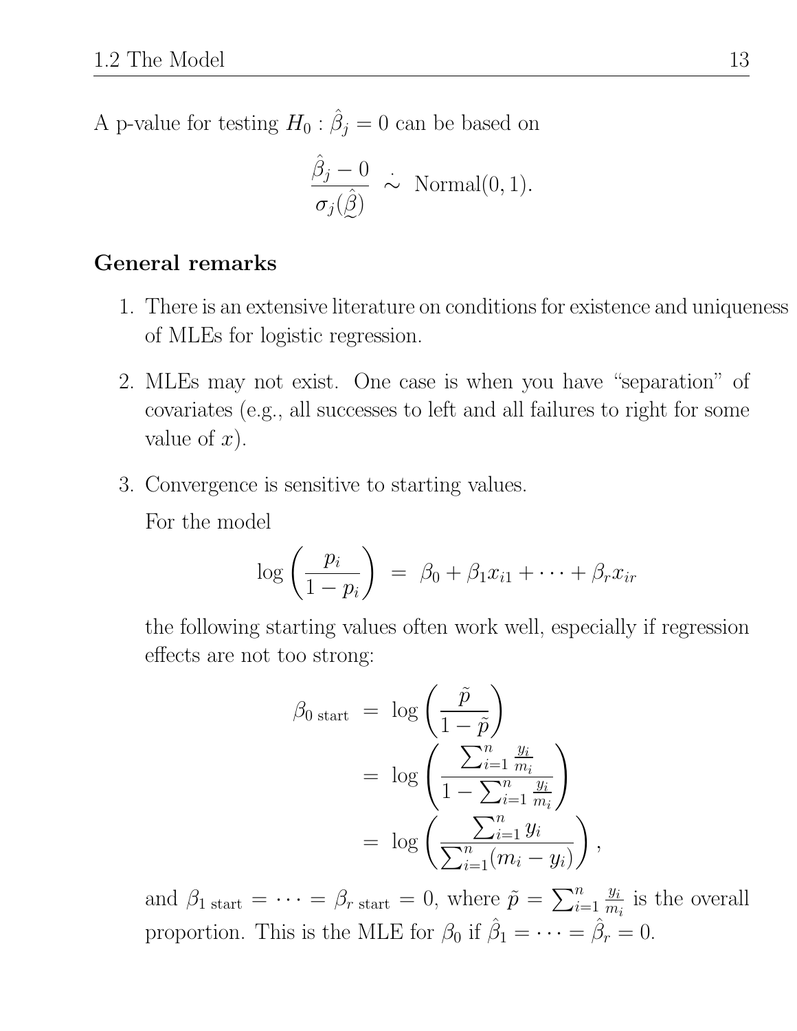A p-value for testing $H_0 : \hat{\beta}_j = 0$ can be based on

$$\frac{\hat{\beta}_j - 0}{\sigma_j(\hat{\underset{\sim}{\beta}})} \ \dot{\sim} \ \text{Normal}(0, 1).$$

**General remarks**

1. There is an extensive literature on conditions for existence and uniqueness of MLEs for logistic regression.

2. MLEs may not exist. One case is when you have "separation" of covariates (e.g., all successes to left and all failures to right for some value of $x$).

3. Convergence is sensitive to starting values.

   For the model

   $$\log\left(\frac{p_i}{1 - p_i}\right) \ = \ \beta_0 + \beta_1 x_{i1} + \cdots + \beta_r x_{ir}$$

   the following starting values often work well, especially if regression effects are not too strong:

   $$\begin{aligned}
   \beta_{0 \text{ start}} \ &= \ \log\left(\frac{\tilde{p}}{1 - \tilde{p}}\right) \\
   &= \ \log\left(\frac{\sum_{i=1}^{n} \frac{y_i}{m_i}}{1 - \sum_{i=1}^{n} \frac{y_i}{m_i}}\right) \\
   &= \ \log\left(\frac{\sum_{i=1}^{n} y_i}{\sum_{i=1}^{n}(m_i - y_i)}\right),
   \end{aligned}$$

   and $\beta_{1 \text{ start}} = \cdots = \beta_{r \text{ start}} = 0$, where $\tilde{p} = \sum_{i=1}^{n} \frac{y_i}{m_i}$ is the overall proportion. This is the MLE for $\beta_0$ if $\hat{\beta}_1 = \cdots = \hat{\beta}_r = 0$.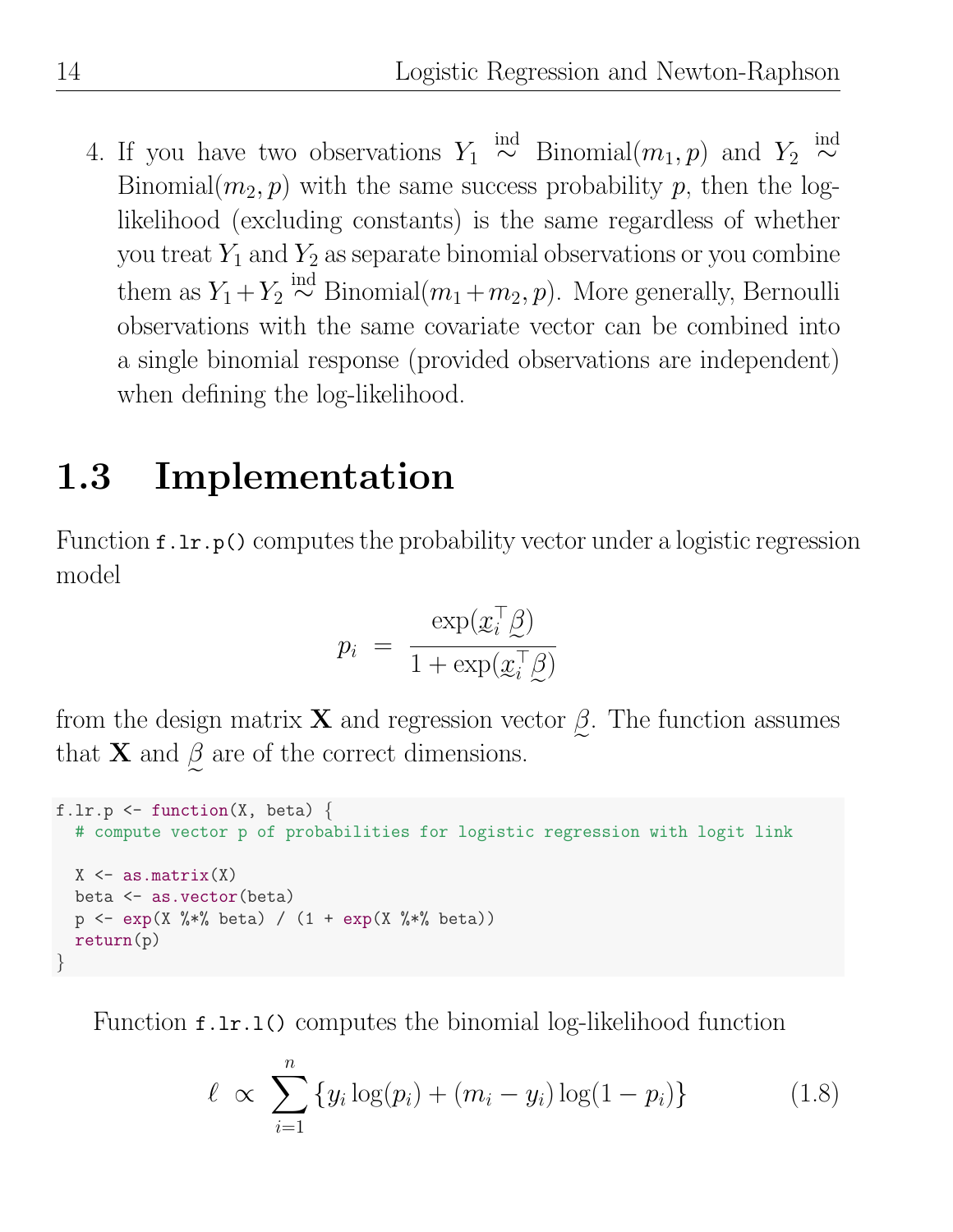4. If you have two observations $Y_1 \overset{\text{ind}}{\sim} \text{Binomial}(m_1, p)$ and $Y_2 \overset{\text{ind}}{\sim} \text{Binomial}(m_2, p)$ with the same success probability $p$, then the log-likelihood (excluding constants) is the same regardless of whether you treat $Y_1$ and $Y_2$ as separate binomial observations or you combine them as $Y_1 + Y_2 \overset{\text{ind}}{\sim} \text{Binomial}(m_1 + m_2, p)$. More generally, Bernoulli observations with the same covariate vector can be combined into a single binomial response (provided observations are independent) when defining the log-likelihood.

## 1.3 Implementation

Function `f.lr.p()` computes the probability vector under a logistic regression model

$$p_i \;=\; \frac{\exp(\underset{\sim}{x}_i^\top \underset{\sim}{\beta})}{1 + \exp(\underset{\sim}{x}_i^\top \underset{\sim}{\beta})}$$

from the design matrix $\mathbf{X}$ and regression vector $\underset{\sim}{\beta}$. The function assumes that $\mathbf{X}$ and $\underset{\sim}{\beta}$ are of the correct dimensions.

```
f.lr.p <- function(X, beta) {
  # compute vector p of probabilities for logistic regression with logit link

  X <- as.matrix(X)
  beta <- as.vector(beta)
  p <- exp(X %*% beta) / (1 + exp(X %*% beta))
  return(p)
}
```

Function `f.lr.l()` computes the binomial log-likelihood function

$$\ell \;\propto\; \sum_{i=1}^{n} \{ y_i \log(p_i) + (m_i - y_i) \log(1 - p_i) \} \tag{1.8}$$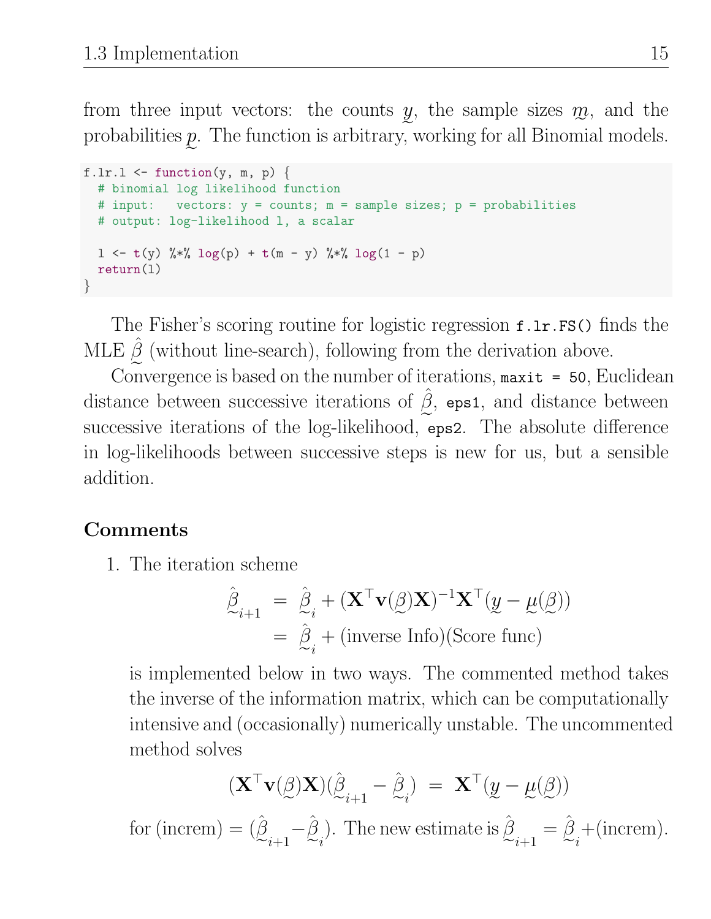from three input vectors: the counts $\underset{\sim}{y}$, the sample sizes $\underset{\sim}{m}$, and the probabilities $\underset{\sim}{p}$. The function is arbitrary, working for all Binomial models.

```
f.lr.l <- function(y, m, p) {
  # binomial log likelihood function
  # input:   vectors: y = counts; m = sample sizes; p = probabilities
  # output: log-likelihood l, a scalar

  l <- t(y) %*% log(p) + t(m - y) %*% log(1 - p)
  return(l)
}
```

The Fisher's scoring routine for logistic regression `f.lr.FS()` finds the MLE $\hat{\underset{\sim}{\beta}}$ (without line-search), following from the derivation above.

Convergence is based on the number of iterations, `maxit = 50`, Euclidean distance between successive iterations of $\hat{\underset{\sim}{\beta}}$, `eps1`, and distance between successive iterations of the log-likelihood, `eps2`. The absolute difference in log-likelihoods between successive steps is new for us, but a sensible addition.

### Comments

1. The iteration scheme

$$\begin{aligned}\hat{\underset{\sim}{\beta}}_{i+1} &= \hat{\underset{\sim}{\beta}}_{i} + (\mathbf{X}^\top \mathbf{v}(\underset{\sim}{\beta})\mathbf{X})^{-1}\mathbf{X}^\top(\underset{\sim}{y} - \underset{\sim}{\mu}(\underset{\sim}{\beta})) \\ &= \hat{\underset{\sim}{\beta}}_{i} + (\text{inverse Info})(\text{Score func})\end{aligned}$$

   is implemented below in two ways. The commented method takes the inverse of the information matrix, which can be computationally intensive and (occasionally) numerically unstable. The uncommented method solves

$$(\mathbf{X}^\top \mathbf{v}(\underset{\sim}{\beta})\mathbf{X})(\hat{\underset{\sim}{\beta}}_{i+1} - \hat{\underset{\sim}{\beta}}_{i}) = \mathbf{X}^\top(\underset{\sim}{y} - \underset{\sim}{\mu}(\underset{\sim}{\beta}))$$

   for (increm) $= (\hat{\underset{\sim}{\beta}}_{i+1} - \hat{\underset{\sim}{\beta}}_{i})$. The new estimate is $\hat{\underset{\sim}{\beta}}_{i+1} = \hat{\underset{\sim}{\beta}}_{i} +$(increm).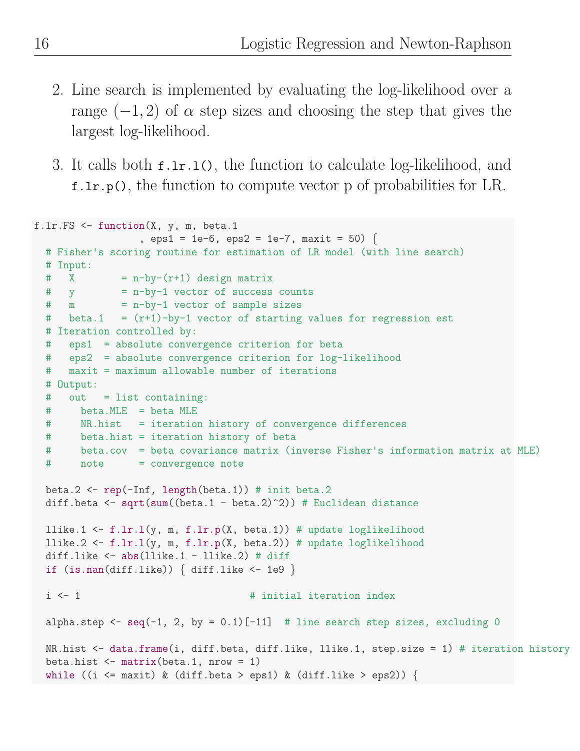2. Line search is implemented by evaluating the log-likelihood over a range $(-1, 2)$ of $\alpha$ step sizes and choosing the step that gives the largest log-likelihood.

3. It calls both `f.lr.l()`, the function to calculate log-likelihood, and `f.lr.p()`, the function to compute vector p of probabilities for LR.

```
f.lr.FS <- function(X, y, m, beta.1
                  , eps1 = 1e-6, eps2 = 1e-7, maxit = 50) {
  # Fisher's scoring routine for estimation of LR model (with line search)
  # Input:
  #   X        = n-by-(r+1) design matrix
  #   y        = n-by-1 vector of success counts
  #   m        = n-by-1 vector of sample sizes
  #   beta.1   = (r+1)-by-1 vector of starting values for regression est
  # Iteration controlled by:
  #   eps1  = absolute convergence criterion for beta
  #   eps2  = absolute convergence criterion for log-likelihood
  #   maxit = maximum allowable number of iterations
  # Output:
  #   out   = list containing:
  #     beta.MLE  = beta MLE
  #     NR.hist   = iteration history of convergence differences
  #     beta.hist = iteration history of beta
  #     beta.cov  = beta covariance matrix (inverse Fisher's information matrix at MLE)
  #     note      = convergence note

  beta.2 <- rep(-Inf, length(beta.1)) # init beta.2
  diff.beta <- sqrt(sum((beta.1 - beta.2)^2)) # Euclidean distance

  llike.1 <- f.lr.l(y, m, f.lr.p(X, beta.1)) # update loglikelihood
  llike.2 <- f.lr.l(y, m, f.lr.p(X, beta.2)) # update loglikelihood
  diff.like <- abs(llike.1 - llike.2) # diff
  if (is.nan(diff.like)) { diff.like <- 1e9 }

  i <- 1                              # initial iteration index

  alpha.step <- seq(-1, 2, by = 0.1)[-11]  # line search step sizes, excluding 0

  NR.hist <- data.frame(i, diff.beta, diff.like, llike.1, step.size = 1) # iteration history
  beta.hist <- matrix(beta.1, nrow = 1)
  while ((i <= maxit) & (diff.beta > eps1) & (diff.like > eps2)) {
```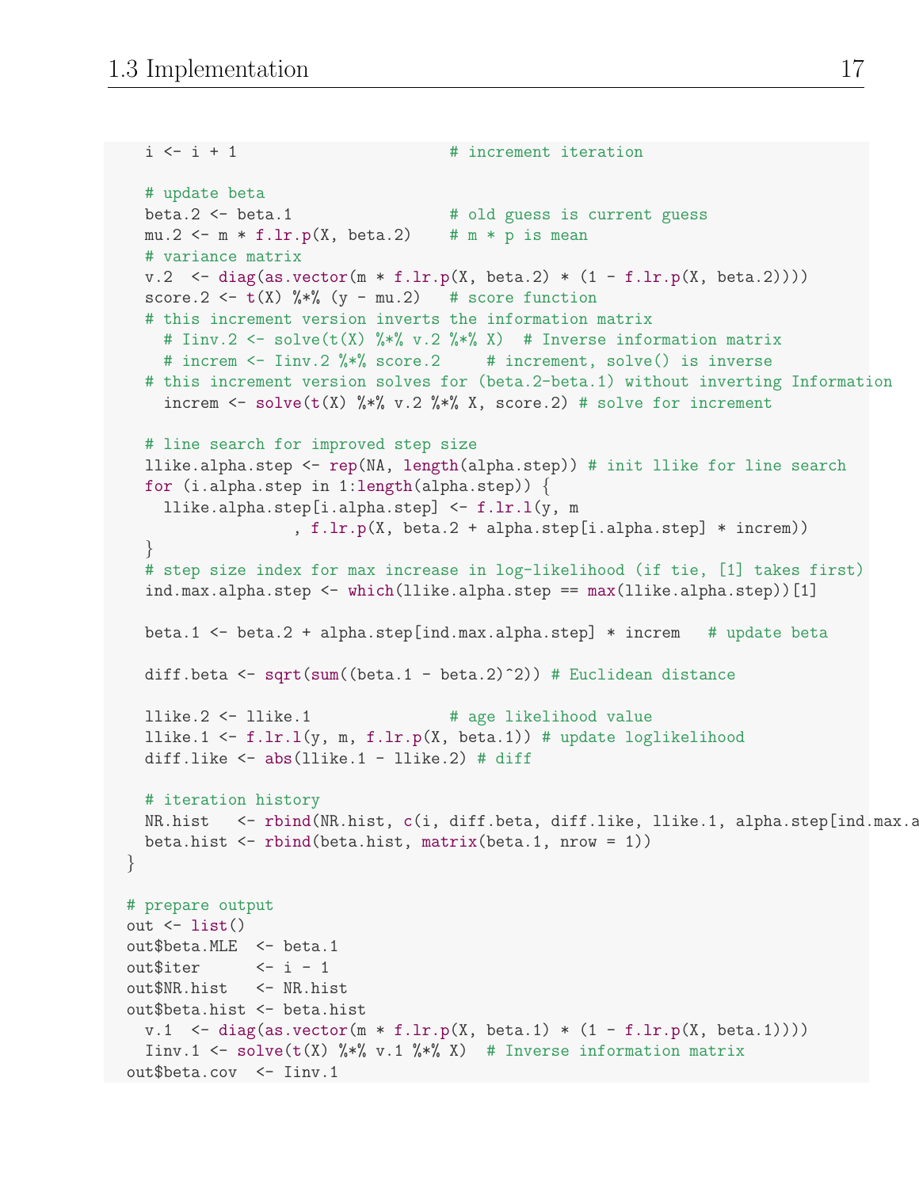```
    i <- i + 1                      # increment iteration

    # update beta
    beta.2 <- beta.1                # old guess is current guess
    mu.2 <- m * f.lr.p(X, beta.2)   # m * p is mean
    # variance matrix
    v.2  <- diag(as.vector(m * f.lr.p(X, beta.2) * (1 - f.lr.p(X, beta.2))))
    score.2 <- t(X) %*% (y - mu.2)  # score function
    # this increment version inverts the information matrix
      # Iinv.2 <- solve(t(X) %*% v.2 %*% X)  # Inverse information matrix
      # increm <- Iinv.2 %*% score.2     # increment, solve() is inverse
    # this increment version solves for (beta.2-beta.1) without inverting Information
      increm <- solve(t(X) %*% v.2 %*% X, score.2) # solve for increment

    # line search for improved step size
    llike.alpha.step <- rep(NA, length(alpha.step)) # init llike for line search
    for (i.alpha.step in 1:length(alpha.step)) {
      llike.alpha.step[i.alpha.step] <- f.lr.l(y, m
                  , f.lr.p(X, beta.2 + alpha.step[i.alpha.step] * increm))
    }
    # step size index for max increase in log-likelihood (if tie, [1] takes first)
    ind.max.alpha.step <- which(llike.alpha.step == max(llike.alpha.step))[1]

    beta.1 <- beta.2 + alpha.step[ind.max.alpha.step] * increm   # update beta

    diff.beta <- sqrt(sum((beta.1 - beta.2)^2)) # Euclidean distance

    llike.2 <- llike.1              # age likelihood value
    llike.1 <- f.lr.l(y, m, f.lr.p(X, beta.1)) # update loglikelihood
    diff.like <- abs(llike.1 - llike.2) # diff

    # iteration history
    NR.hist   <- rbind(NR.hist, c(i, diff.beta, diff.like, llike.1, alpha.step[ind.max.a
    beta.hist <- rbind(beta.hist, matrix(beta.1, nrow = 1))
  }

  # prepare output
  out <- list()
  out$beta.MLE  <- beta.1
  out$iter      <- i - 1
  out$NR.hist   <- NR.hist
  out$beta.hist <- beta.hist
    v.1  <- diag(as.vector(m * f.lr.p(X, beta.1) * (1 - f.lr.p(X, beta.1))))
    Iinv.1 <- solve(t(X) %*% v.1 %*% X)  # Inverse information matrix
  out$beta.cov  <- Iinv.1
```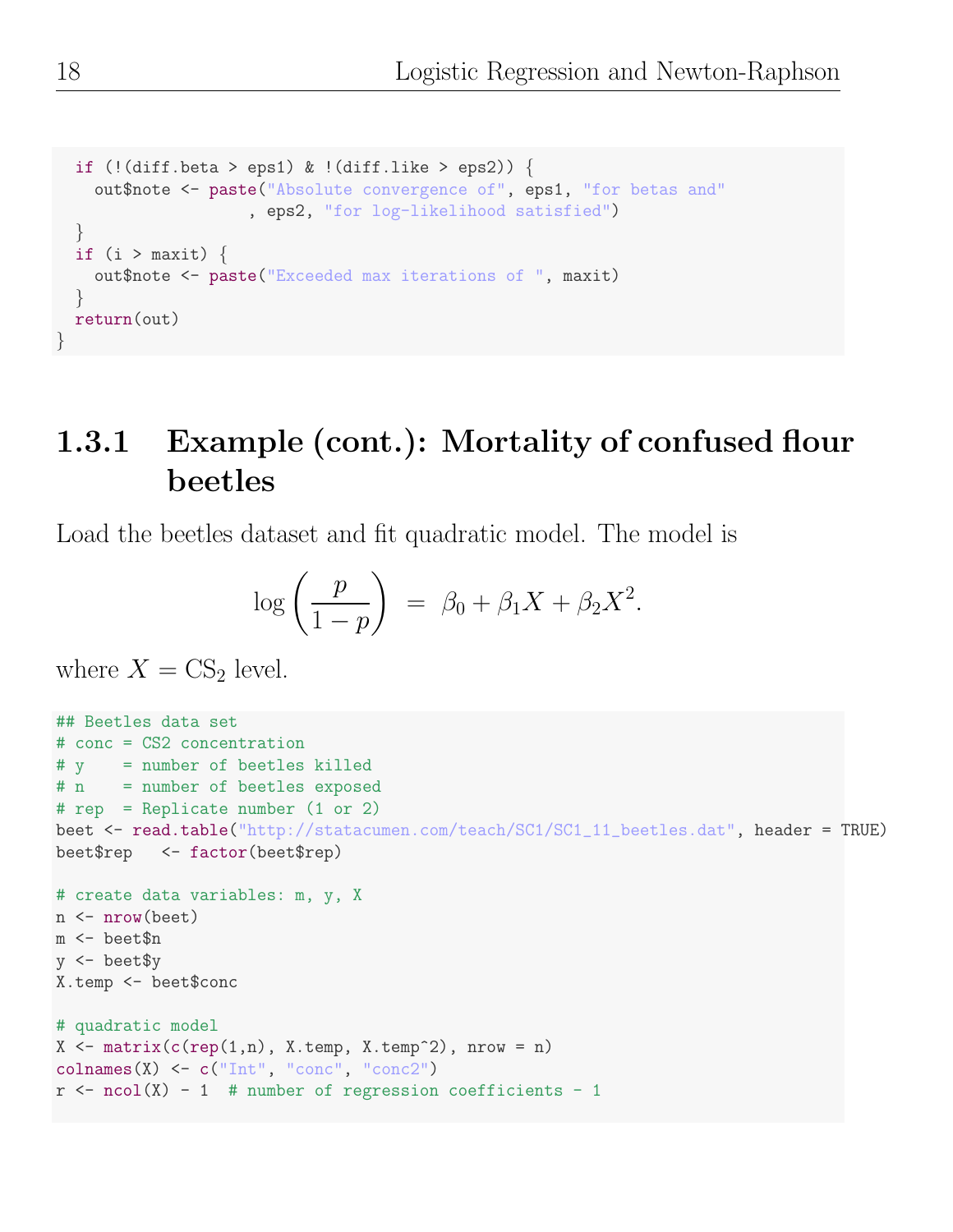```
  if (!(diff.beta > eps1) & !(diff.like > eps2)) {
    out$note <- paste("Absolute convergence of", eps1, "for betas and"
                    , eps2, "for log-likelihood satisfied")
  }
  if (i > maxit) {
    out$note <- paste("Exceeded max iterations of ", maxit)
  }
  return(out)
}
```

### 1.3.1 Example (cont.): Mortality of confused flour beetles

Load the beetles dataset and fit quadratic model. The model is

$$\log\left(\frac{p}{1-p}\right) = \beta_0 + \beta_1 X + \beta_2 X^2.$$

where $X = \text{CS}_2$ level.

```
## Beetles data set
# conc = CS2 concentration
# y    = number of beetles killed
# n    = number of beetles exposed
# rep  = Replicate number (1 or 2)
beet <- read.table("http://statacumen.com/teach/SC1/SC1_11_beetles.dat", header = TRUE)
beet$rep   <- factor(beet$rep)

# create data variables: m, y, X
n <- nrow(beet)
m <- beet$n
y <- beet$y
X.temp <- beet$conc

# quadratic model
X <- matrix(c(rep(1,n), X.temp, X.temp^2), nrow = n)
colnames(X) <- c("Int", "conc", "conc2")
r <- ncol(X) - 1  # number of regression coefficients - 1
```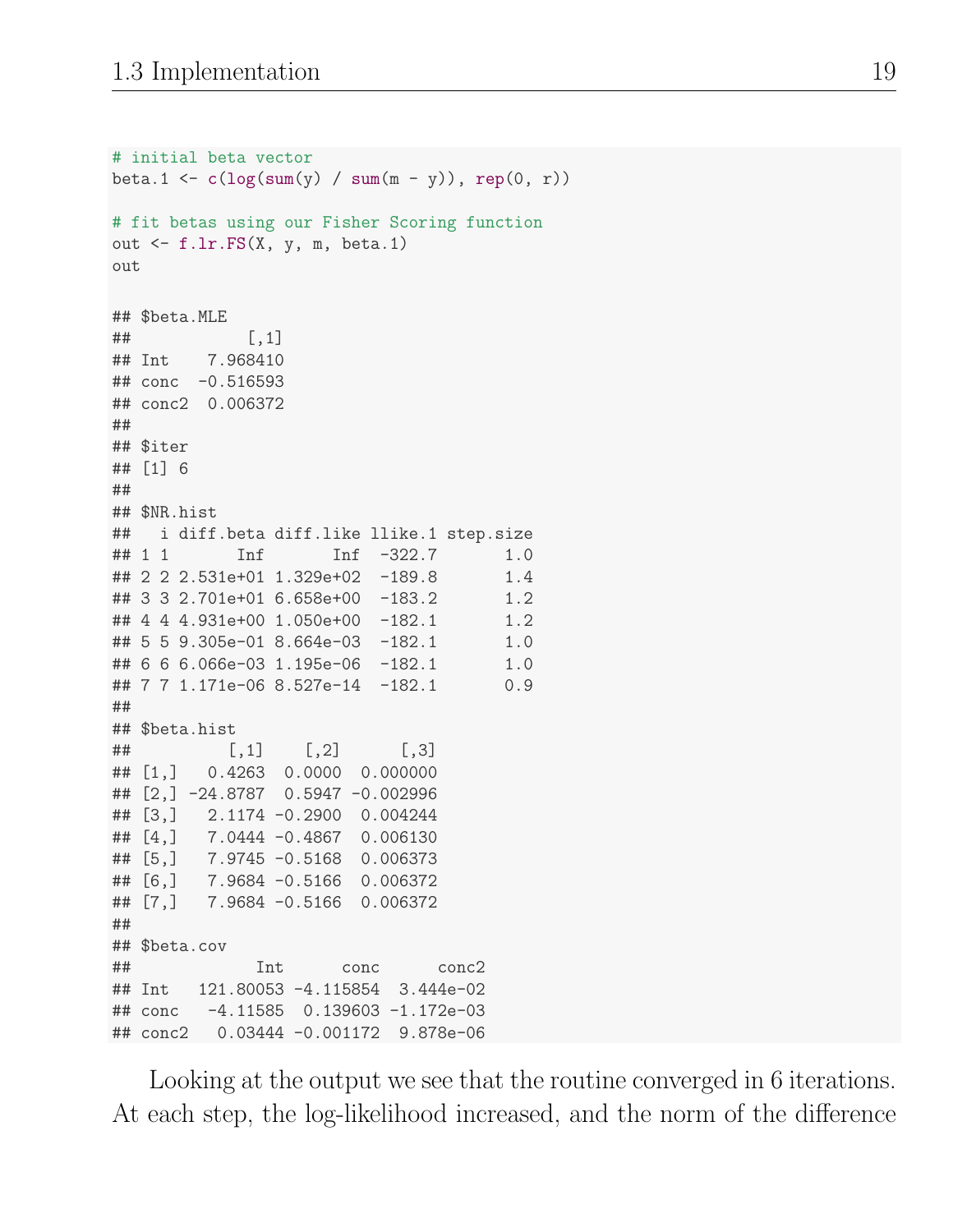```r
# initial beta vector
beta.1 <- c(log(sum(y) / sum(m - y)), rep(0, r))

# fit betas using our Fisher Scoring function
out <- f.lr.FS(X, y, m, beta.1)
out

## $beta.MLE
##            [,1]
## Int    7.968410
## conc  -0.516593
## conc2  0.006372
##
## $iter
## [1] 6
##
## $NR.hist
##   i diff.beta diff.like llike.1 step.size
## 1 1       Inf       Inf  -322.7       1.0
## 2 2 2.531e+01 1.329e+02  -189.8       1.4
## 3 3 2.701e+01 6.658e+00  -183.2       1.2
## 4 4 4.931e+00 1.050e+00  -182.1       1.2
## 5 5 9.305e-01 8.664e-03  -182.1       1.0
## 6 6 6.066e-03 1.195e-06  -182.1       1.0
## 7 7 1.171e-06 8.527e-14  -182.1       0.9
##
## $beta.hist
##          [,1]    [,2]      [,3]
## [1,]   0.4263  0.0000  0.000000
## [2,] -24.8787  0.5947 -0.002996
## [3,]   2.1174 -0.2900  0.004244
## [4,]   7.0444 -0.4867  0.006130
## [5,]   7.9745 -0.5168  0.006373
## [6,]   7.9684 -0.5166  0.006372
## [7,]   7.9684 -0.5166  0.006372
##
## $beta.cov
##             Int      conc      conc2
## Int   121.80053 -4.115854  3.444e-02
## conc   -4.11585  0.139603 -1.172e-03
## conc2   0.03444 -0.001172  9.878e-06
```

Looking at the output we see that the routine converged in 6 iterations. At each step, the log-likelihood increased, and the norm of the difference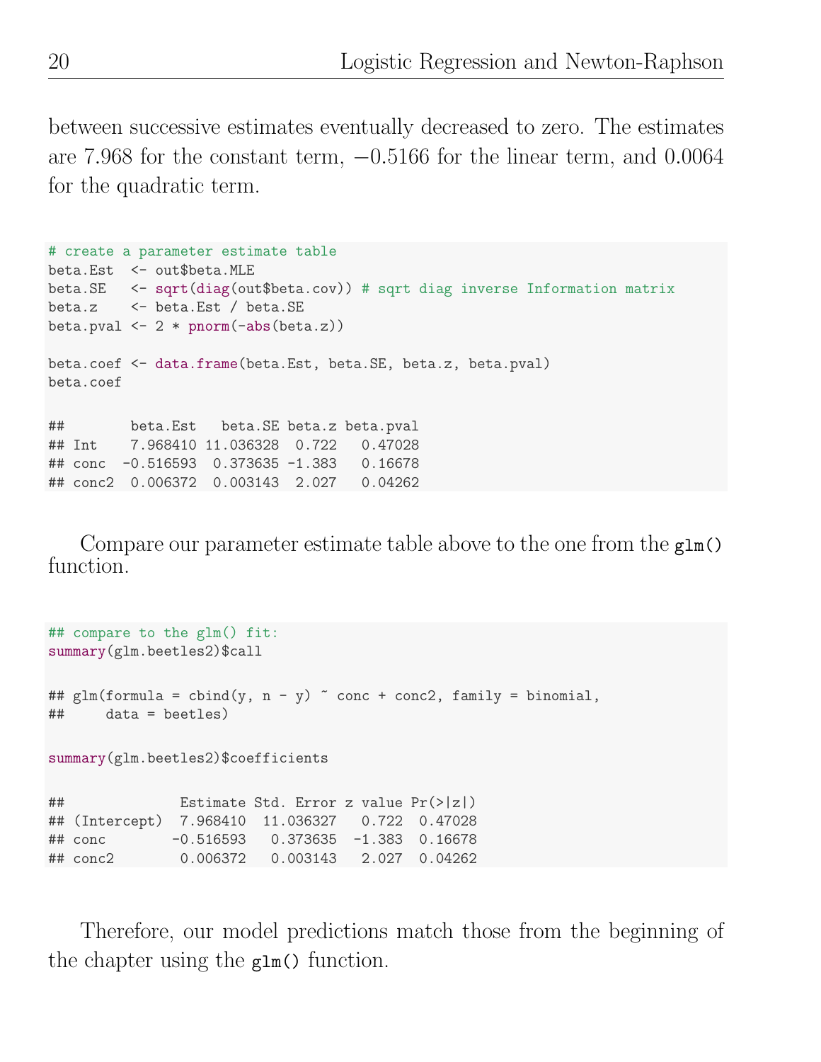between successive estimates eventually decreased to zero. The estimates are 7.968 for the constant term, $-0.5166$ for the linear term, and 0.0064 for the quadratic term.

```
# create a parameter estimate table
beta.Est  <- out$beta.MLE
beta.SE   <- sqrt(diag(out$beta.cov)) # sqrt diag inverse Information matrix
beta.z    <- beta.Est / beta.SE
beta.pval <- 2 * pnorm(-abs(beta.z))

beta.coef <- data.frame(beta.Est, beta.SE, beta.z, beta.pval)
beta.coef

##        beta.Est   beta.SE beta.z beta.pval
## Int    7.968410 11.036328  0.722   0.47028
## conc  -0.516593  0.373635 -1.383   0.16678
## conc2  0.006372  0.003143  2.027   0.04262
```

Compare our parameter estimate table above to the one from the `glm()` function.

```
## compare to the glm() fit:
summary(glm.beetles2)$call

## glm(formula = cbind(y, n - y) ~ conc + conc2, family = binomial,
##     data = beetles)

summary(glm.beetles2)$coefficients

##              Estimate Std. Error z value Pr(>|z|)
## (Intercept)  7.968410  11.036327   0.722  0.47028
## conc        -0.516593   0.373635  -1.383  0.16678
## conc2        0.006372   0.003143   2.027  0.04262
```

Therefore, our model predictions match those from the beginning of the chapter using the `glm()` function.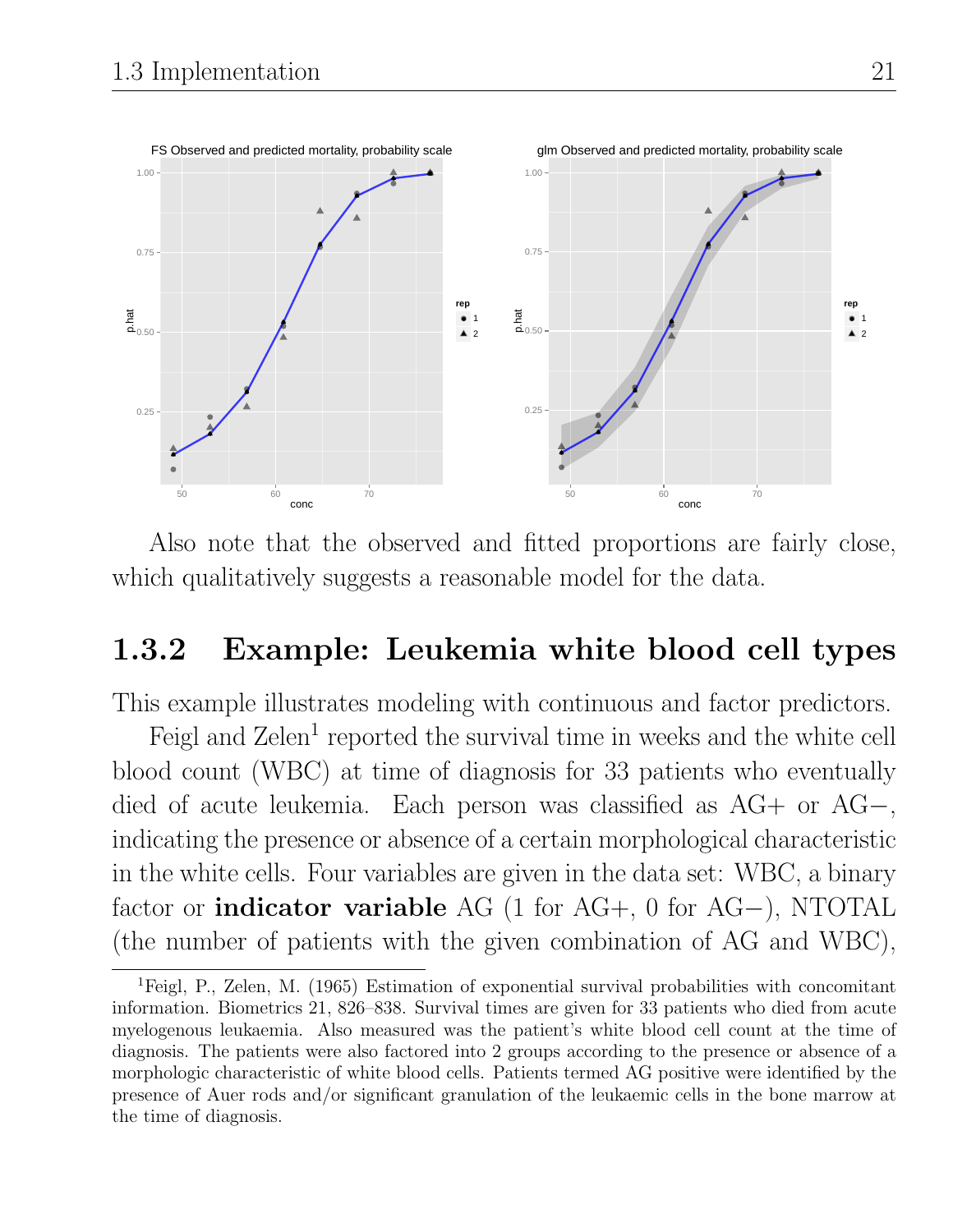Also note that the observed and fitted proportions are fairly close, which qualitatively suggests a reasonable model for the data.

### 1.3.2 Example: Leukemia white blood cell types

This example illustrates modeling with continuous and factor predictors.

Feigl and Zelen[1] reported the survival time in weeks and the white cell blood count (WBC) at time of diagnosis for 33 patients who eventually died of acute leukemia. Each person was classified as AG+ or AG−, indicating the presence or absence of a certain morphological characteristic in the white cells. Four variables are given in the data set: WBC, a binary factor or **indicator variable** AG (1 for AG+, 0 for AG−), NTOTAL (the number of patients with the given combination of AG and WBC),

[1] Feigl, P., Zelen, M. (1965) Estimation of exponential survival probabilities with concomitant information. Biometrics 21, 826–838. Survival times are given for 33 patients who died from acute myelogenous leukaemia. Also measured was the patient's white blood cell count at the time of diagnosis. The patients were also factored into 2 groups according to the presence or absence of a morphologic characteristic of white blood cells. Patients termed AG positive were identified by the presence of Auer rods and/or significant granulation of the leukaemic cells in the bone marrow at the time of diagnosis.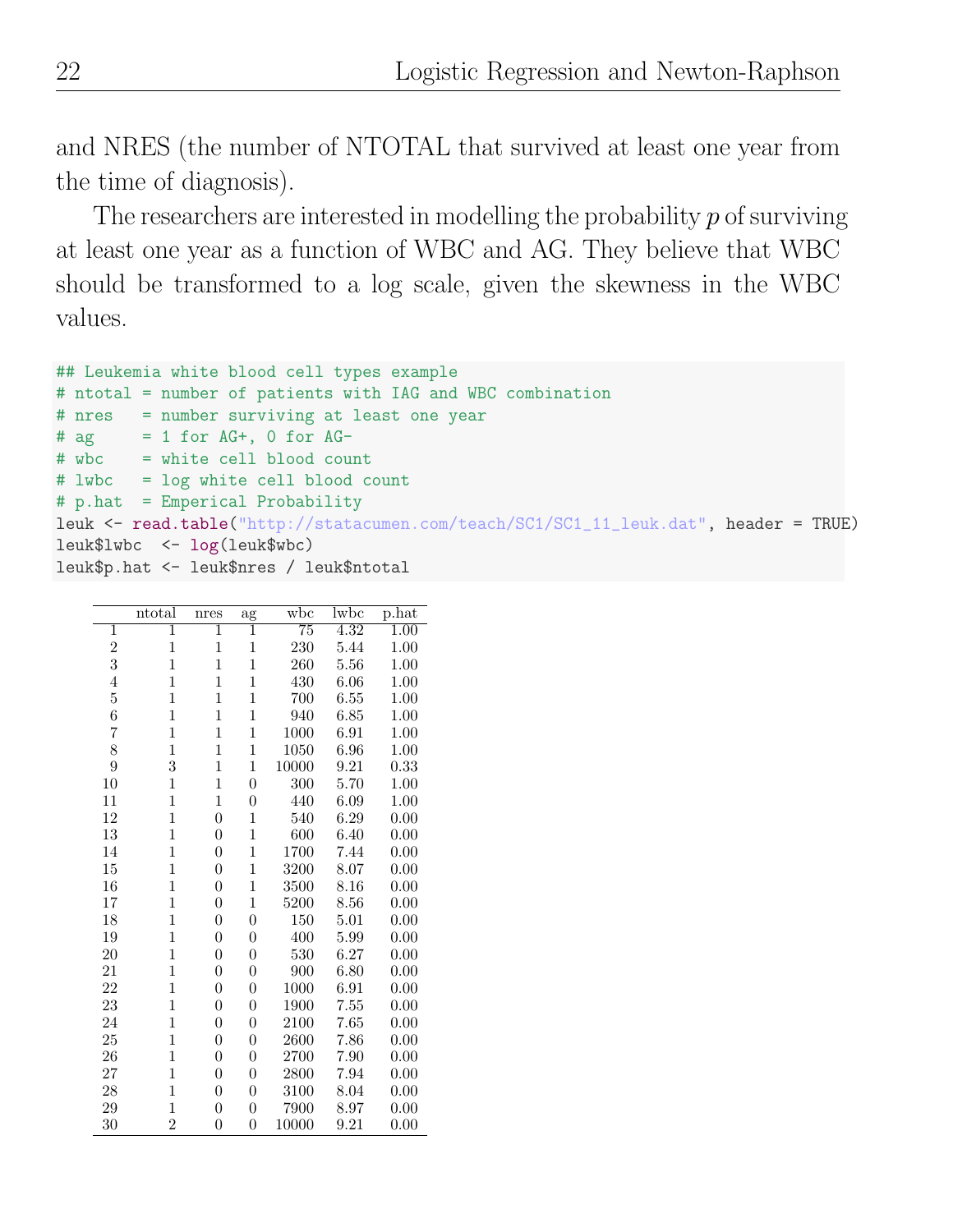and NRES (the number of NTOTAL that survived at least one year from the time of diagnosis).

The researchers are interested in modelling the probability $p$ of surviving at least one year as a function of WBC and AG. They believe that WBC should be transformed to a log scale, given the skewness in the WBC values.

```
## Leukemia white blood cell types example
# ntotal = number of patients with IAG and WBC combination
# nres   = number surviving at least one year
# ag     = 1 for AG+, 0 for AG-
# wbc    = white cell blood count
# lwbc   = log white cell blood count
# p.hat  = Emperical Probability
leuk <- read.table("http://statacumen.com/teach/SC1/SC1_11_leuk.dat", header = TRUE)
leuk$lwbc  <- log(leuk$wbc)
leuk$p.hat <- leuk$nres / leuk$ntotal
```

| | ntotal | nres | ag | wbc | lwbc | p.hat |
|---|---|---|---|---|---|---|
| 1 | 1 | 1 | 1 | 75 | 4.32 | 1.00 |
| 2 | 1 | 1 | 1 | 230 | 5.44 | 1.00 |
| 3 | 1 | 1 | 1 | 260 | 5.56 | 1.00 |
| 4 | 1 | 1 | 1 | 430 | 6.06 | 1.00 |
| 5 | 1 | 1 | 1 | 700 | 6.55 | 1.00 |
| 6 | 1 | 1 | 1 | 940 | 6.85 | 1.00 |
| 7 | 1 | 1 | 1 | 1000 | 6.91 | 1.00 |
| 8 | 1 | 1 | 1 | 1050 | 6.96 | 1.00 |
| 9 | 3 | 1 | 1 | 10000 | 9.21 | 0.33 |
| 10 | 1 | 1 | 0 | 300 | 5.70 | 1.00 |
| 11 | 1 | 1 | 0 | 440 | 6.09 | 1.00 |
| 12 | 1 | 0 | 1 | 540 | 6.29 | 0.00 |
| 13 | 1 | 0 | 1 | 600 | 6.40 | 0.00 |
| 14 | 1 | 0 | 1 | 1700 | 7.44 | 0.00 |
| 15 | 1 | 0 | 1 | 3200 | 8.07 | 0.00 |
| 16 | 1 | 0 | 1 | 3500 | 8.16 | 0.00 |
| 17 | 1 | 0 | 1 | 5200 | 8.56 | 0.00 |
| 18 | 1 | 0 | 0 | 150 | 5.01 | 0.00 |
| 19 | 1 | 0 | 0 | 400 | 5.99 | 0.00 |
| 20 | 1 | 0 | 0 | 530 | 6.27 | 0.00 |
| 21 | 1 | 0 | 0 | 900 | 6.80 | 0.00 |
| 22 | 1 | 0 | 0 | 1000 | 6.91 | 0.00 |
| 23 | 1 | 0 | 0 | 1900 | 7.55 | 0.00 |
| 24 | 1 | 0 | 0 | 2100 | 7.65 | 0.00 |
| 25 | 1 | 0 | 0 | 2600 | 7.86 | 0.00 |
| 26 | 1 | 0 | 0 | 2700 | 7.90 | 0.00 |
| 27 | 1 | 0 | 0 | 2800 | 7.94 | 0.00 |
| 28 | 1 | 0 | 0 | 3100 | 8.04 | 0.00 |
| 29 | 1 | 0 | 0 | 7900 | 8.97 | 0.00 |
| 30 | 2 | 0 | 0 | 10000 | 9.21 | 0.00 |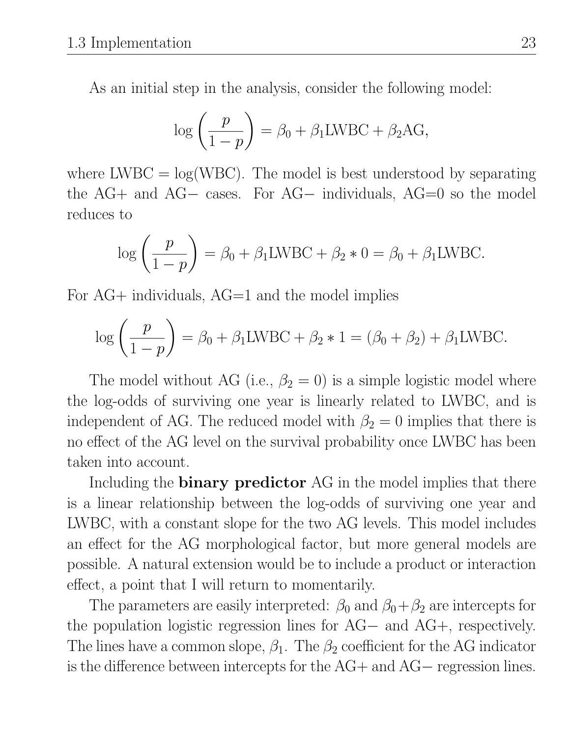As an initial step in the analysis, consider the following model:

$$\log\left(\frac{p}{1-p}\right) = \beta_0 + \beta_1 \text{LWBC} + \beta_2 \text{AG},$$

where LWBC = log(WBC). The model is best understood by separating the AG+ and AG− cases. For AG− individuals, AG=0 so the model reduces to

$$\log\left(\frac{p}{1-p}\right) = \beta_0 + \beta_1 \text{LWBC} + \beta_2 * 0 = \beta_0 + \beta_1 \text{LWBC}.$$

For AG+ individuals, AG=1 and the model implies

$$\log\left(\frac{p}{1-p}\right) = \beta_0 + \beta_1 \text{LWBC} + \beta_2 * 1 = (\beta_0 + \beta_2) + \beta_1 \text{LWBC}.$$

The model without AG (i.e., $\beta_2 = 0$) is a simple logistic model where the log-odds of surviving one year is linearly related to LWBC, and is independent of AG. The reduced model with $\beta_2 = 0$ implies that there is no effect of the AG level on the survival probability once LWBC has been taken into account.

Including the **binary predictor** AG in the model implies that there is a linear relationship between the log-odds of surviving one year and LWBC, with a constant slope for the two AG levels. This model includes an effect for the AG morphological factor, but more general models are possible. A natural extension would be to include a product or interaction effect, a point that I will return to momentarily.

The parameters are easily interpreted: $\beta_0$ and $\beta_0 + \beta_2$ are intercepts for the population logistic regression lines for AG− and AG+, respectively. The lines have a common slope, $\beta_1$. The $\beta_2$ coefficient for the AG indicator is the difference between intercepts for the AG+ and AG− regression lines.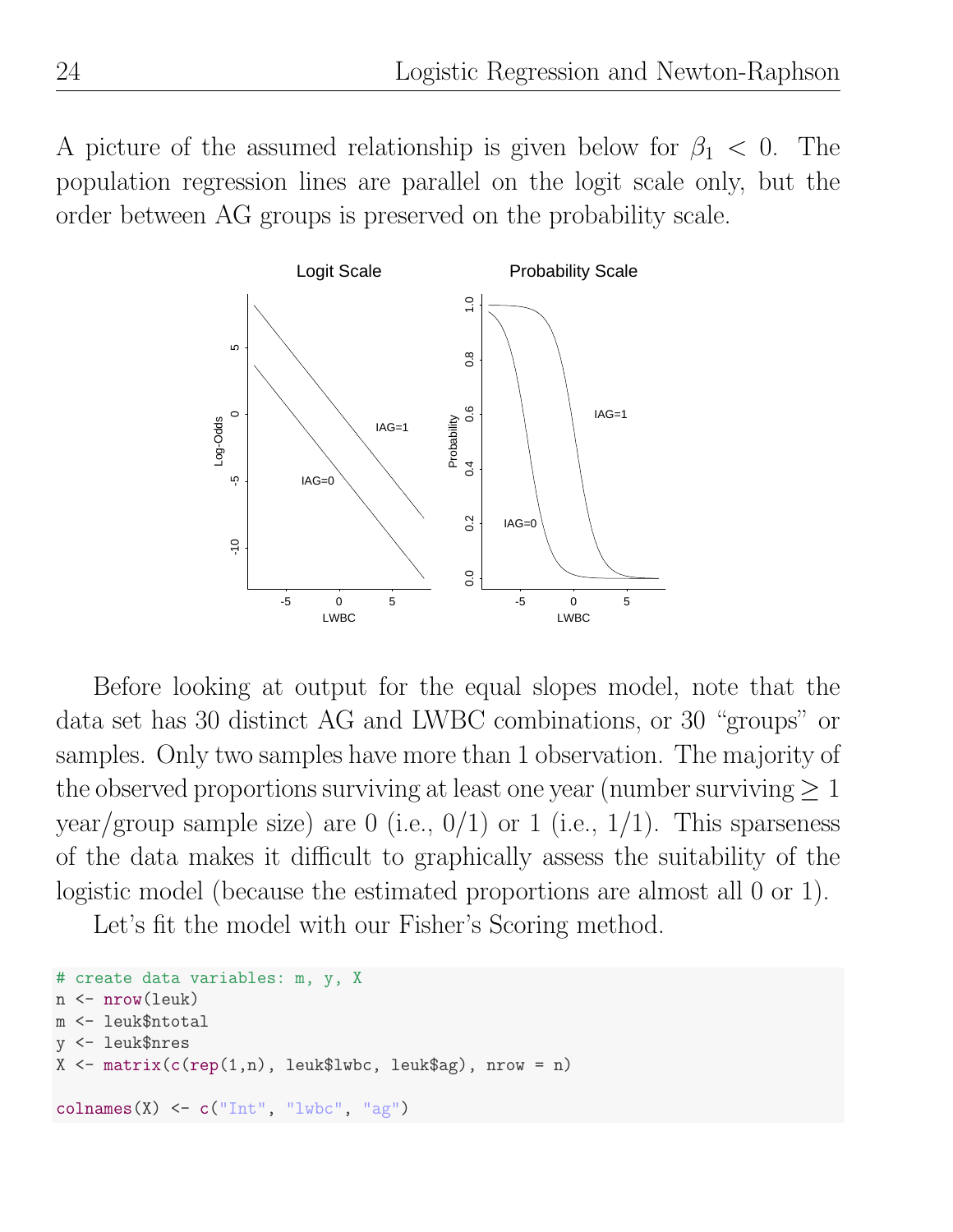A picture of the assumed relationship is given below for $\beta_1 < 0$. The population regression lines are parallel on the logit scale only, but the order between AG groups is preserved on the probability scale.

Before looking at output for the equal slopes model, note that the data set has 30 distinct AG and LWBC combinations, or 30 "groups" or samples. Only two samples have more than 1 observation. The majority of the observed proportions surviving at least one year (number surviving $\geq 1$ year/group sample size) are 0 (i.e., 0/1) or 1 (i.e., 1/1). This sparseness of the data makes it difficult to graphically assess the suitability of the logistic model (because the estimated proportions are almost all 0 or 1).

Let's fit the model with our Fisher's Scoring method.

```
# create data variables: m, y, X
n <- nrow(leuk)
m <- leuk$ntotal
y <- leuk$nres
X <- matrix(c(rep(1,n), leuk$lwbc, leuk$ag), nrow = n)

colnames(X) <- c("Int", "lwbc", "ag")
```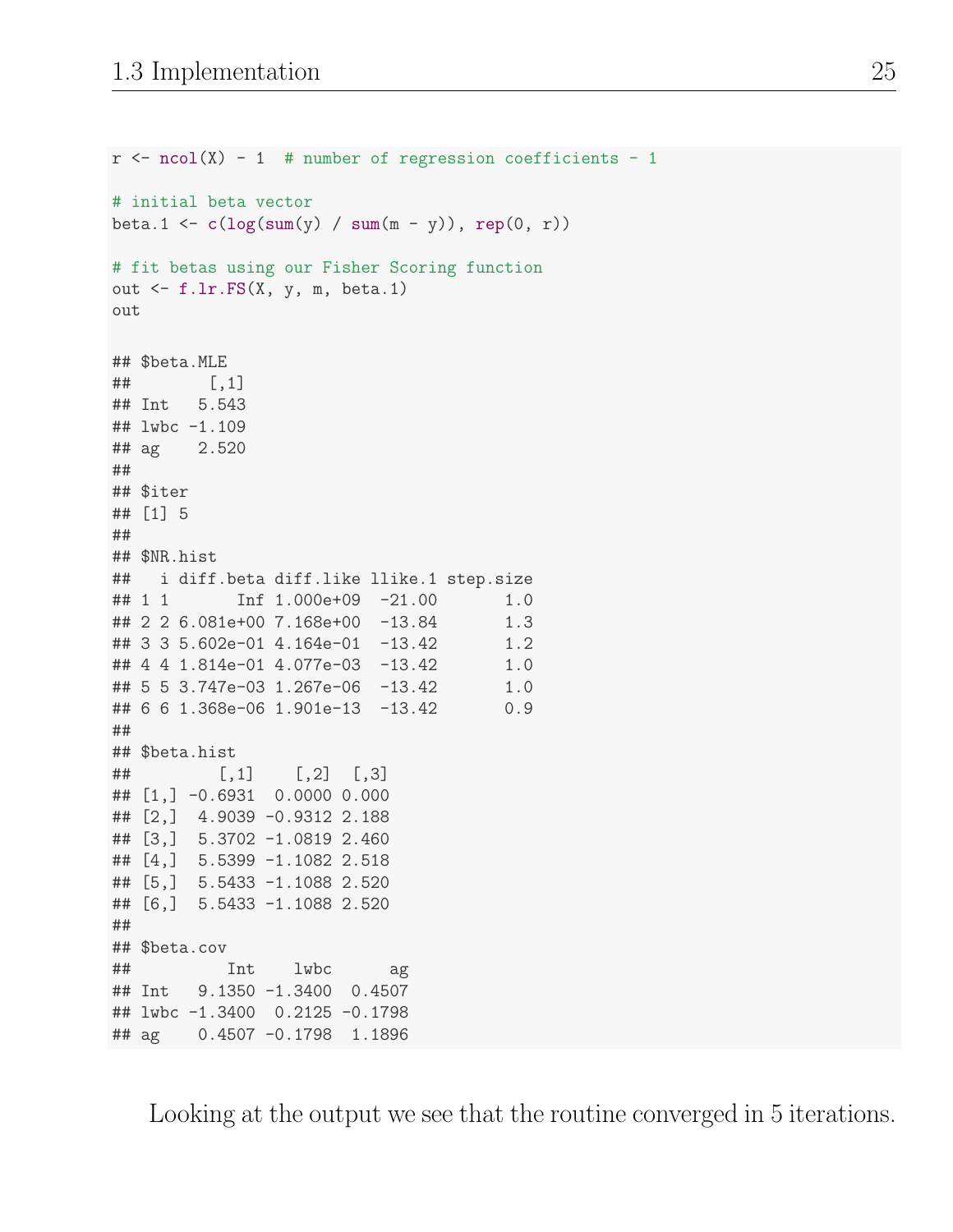```r
r <- ncol(X) - 1  # number of regression coefficients - 1

# initial beta vector
beta.1 <- c(log(sum(y) / sum(m - y)), rep(0, r))

# fit betas using our Fisher Scoring function
out <- f.lr.FS(X, y, m, beta.1)
out

## $beta.MLE
##         [,1]
## Int   5.543
## lwbc -1.109
## ag    2.520
##
## $iter
## [1] 5
##
## $NR.hist
##   i diff.beta diff.like llike.1 step.size
## 1 1       Inf 1.000e+09  -21.00       1.0
## 2 2 6.081e+00 7.168e+00  -13.84       1.3
## 3 3 5.602e-01 4.164e-01  -13.42       1.2
## 4 4 1.814e-01 4.077e-03  -13.42       1.0
## 5 5 3.747e-03 1.267e-06  -13.42       1.0
## 6 6 1.368e-06 1.901e-13  -13.42       0.9
##
## $beta.hist
##         [,1]    [,2]  [,3]
## [1,] -0.6931  0.0000 0.000
## [2,]  4.9039 -0.9312 2.188
## [3,]  5.3702 -1.0819 2.460
## [4,]  5.5399 -1.1082 2.518
## [5,]  5.5433 -1.1088 2.520
## [6,]  5.5433 -1.1088 2.520
##
## $beta.cov
##          Int    lwbc      ag
## Int   9.1350 -1.3400  0.4507
## lwbc -1.3400  0.2125 -0.1798
## ag    0.4507 -0.1798  1.1896
```

Looking at the output we see that the routine converged in 5 iterations.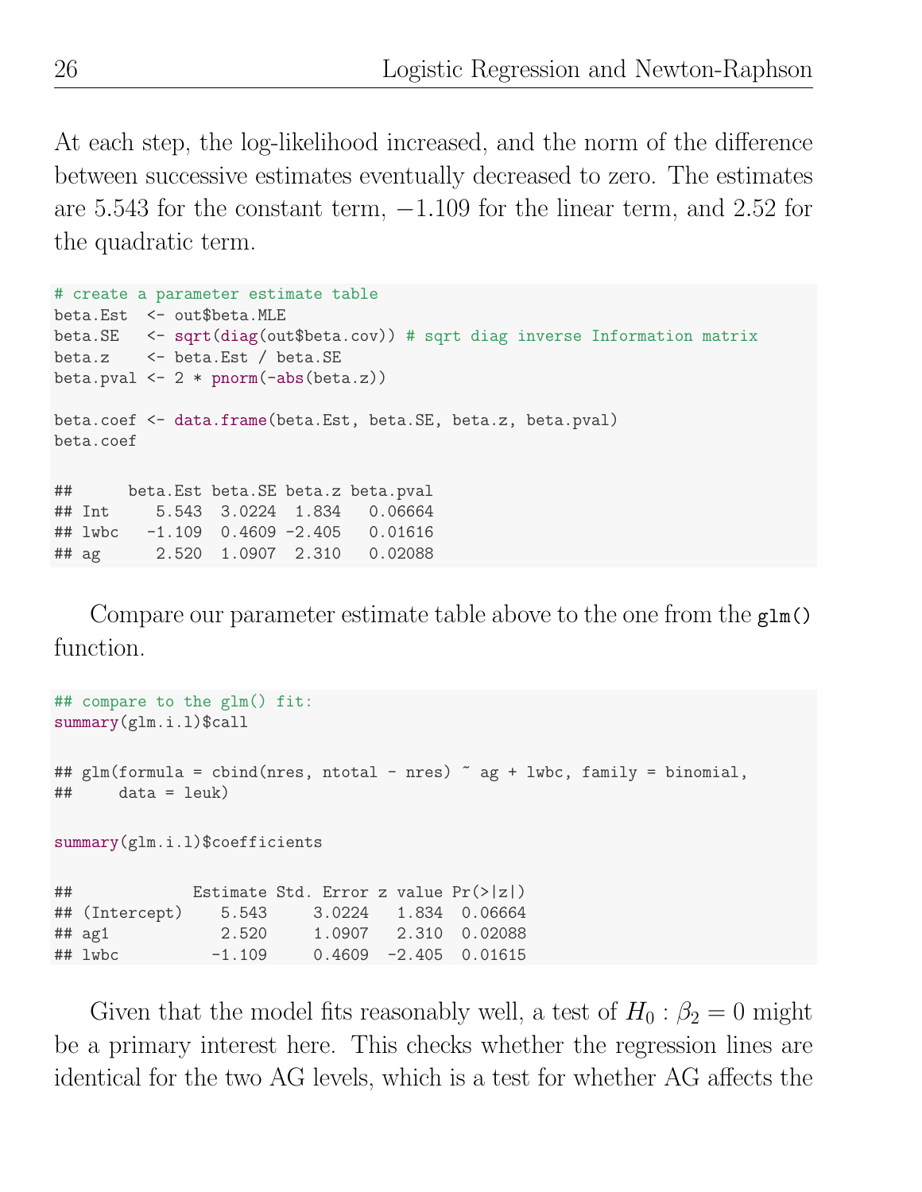At each step, the log-likelihood increased, and the norm of the difference between successive estimates eventually decreased to zero. The estimates are 5.543 for the constant term, −1.109 for the linear term, and 2.52 for the quadratic term.

```
# create a parameter estimate table
beta.Est  <- out$beta.MLE
beta.SE   <- sqrt(diag(out$beta.cov)) # sqrt diag inverse Information matrix
beta.z    <- beta.Est / beta.SE
beta.pval <- 2 * pnorm(-abs(beta.z))

beta.coef <- data.frame(beta.Est, beta.SE, beta.z, beta.pval)
beta.coef

##      beta.Est beta.SE beta.z beta.pval
## Int     5.543  3.0224  1.834   0.06664
## lwbc   -1.109  0.4609 -2.405   0.01616
## ag      2.520  1.0907  2.310   0.02088
```

Compare our parameter estimate table above to the one from the `glm()` function.

```
## compare to the glm() fit:
summary(glm.i.l)$call

## glm(formula = cbind(nres, ntotal - nres) ~ ag + lwbc, family = binomial,
##     data = leuk)

summary(glm.i.l)$coefficients

##             Estimate Std. Error z value Pr(>|z|)
## (Intercept)    5.543     3.0224   1.834  0.06664
## ag1            2.520     1.0907   2.310  0.02088
## lwbc          -1.109     0.4609  -2.405  0.01615
```

Given that the model fits reasonably well, a test of $H_0 : \beta_2 = 0$ might be a primary interest here. This checks whether the regression lines are identical for the two AG levels, which is a test for whether AG affects the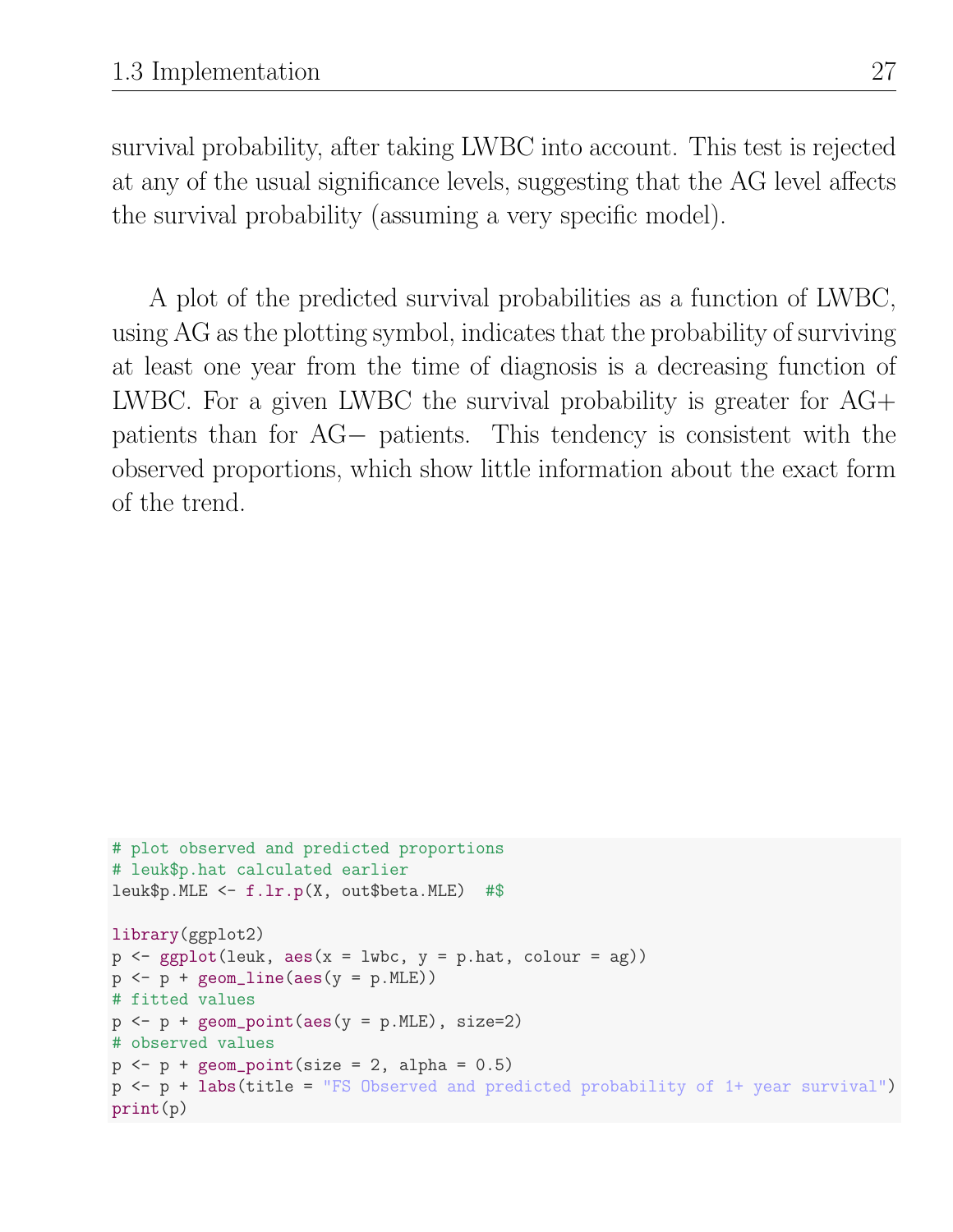survival probability, after taking LWBC into account. This test is rejected at any of the usual significance levels, suggesting that the AG level affects the survival probability (assuming a very specific model).

A plot of the predicted survival probabilities as a function of LWBC, using AG as the plotting symbol, indicates that the probability of surviving at least one year from the time of diagnosis is a decreasing function of LWBC. For a given LWBC the survival probability is greater for AG+ patients than for AG− patients. This tendency is consistent with the observed proportions, which show little information about the exact form of the trend.

```
# plot observed and predicted proportions
# leuk$p.hat calculated earlier
leuk$p.MLE <- f.lr.p(X, out$beta.MLE)  #$

library(ggplot2)
p <- ggplot(leuk, aes(x = lwbc, y = p.hat, colour = ag))
p <- p + geom_line(aes(y = p.MLE))
# fitted values
p <- p + geom_point(aes(y = p.MLE), size=2)
# observed values
p <- p + geom_point(size = 2, alpha = 0.5)
p <- p + labs(title = "FS Observed and predicted probability of 1+ year survival")
print(p)
```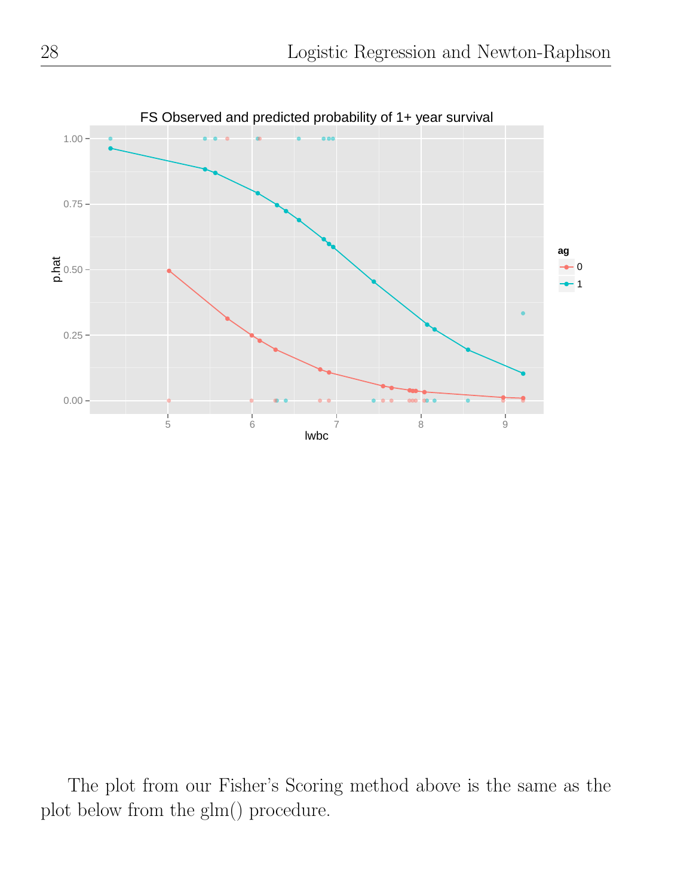The plot from our Fisher's Scoring method above is the same as the plot below from the glm() procedure.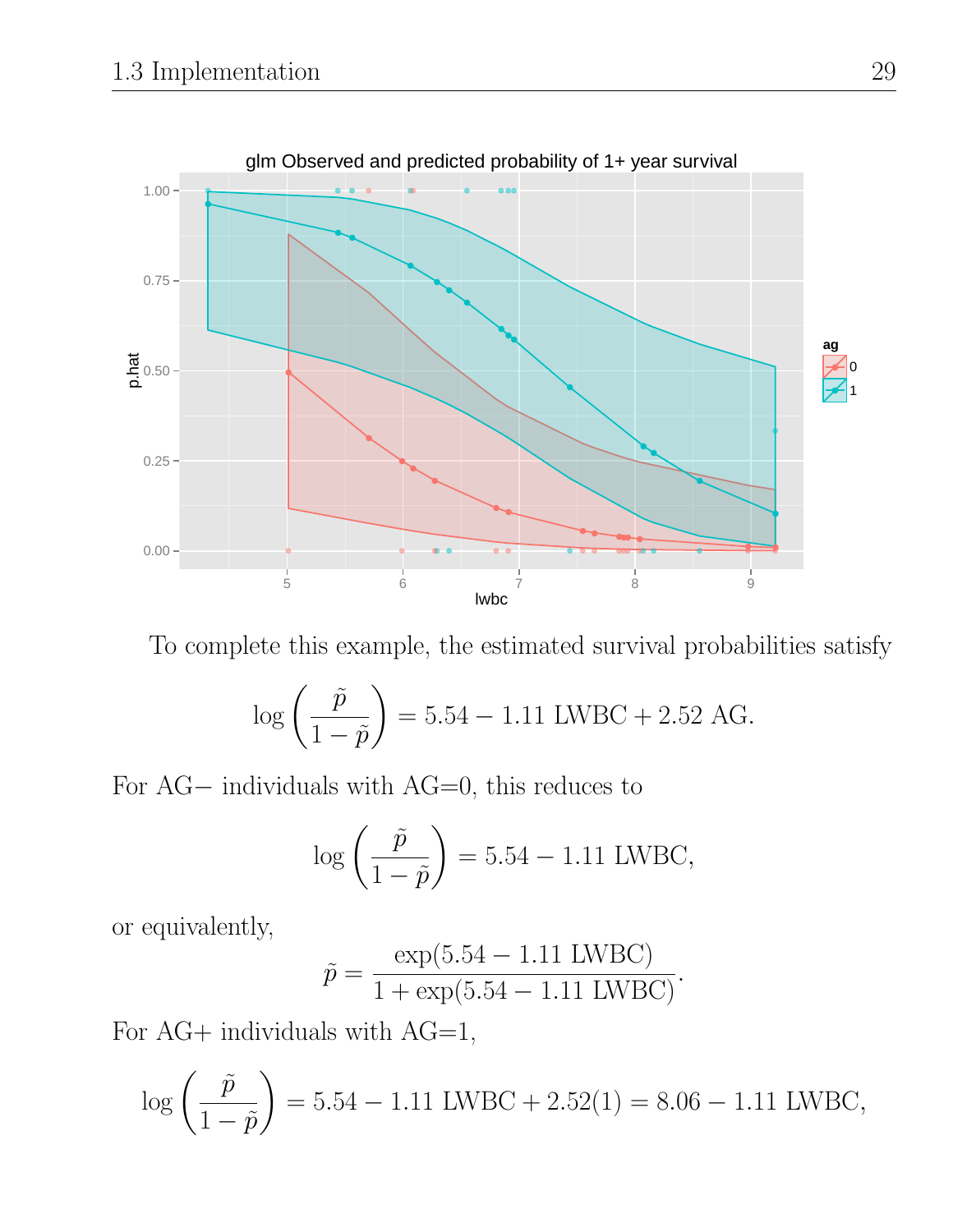To complete this example, the estimated survival probabilities satisfy

$$\log\left(\frac{\tilde{p}}{1-\tilde{p}}\right) = 5.54 - 1.11\ \text{LWBC} + 2.52\ \text{AG}.$$

For AG− individuals with AG=0, this reduces to

$$\log\left(\frac{\tilde{p}}{1-\tilde{p}}\right) = 5.54 - 1.11\ \text{LWBC},$$

or equivalently,

$$\tilde{p} = \frac{\exp(5.54 - 1.11\ \text{LWBC})}{1 + \exp(5.54 - 1.11\ \text{LWBC})}.$$

For AG+ individuals with AG=1,

$$\log\left(\frac{\tilde{p}}{1-\tilde{p}}\right) = 5.54 - 1.11\ \text{LWBC} + 2.52(1) = 8.06 - 1.11\ \text{LWBC},$$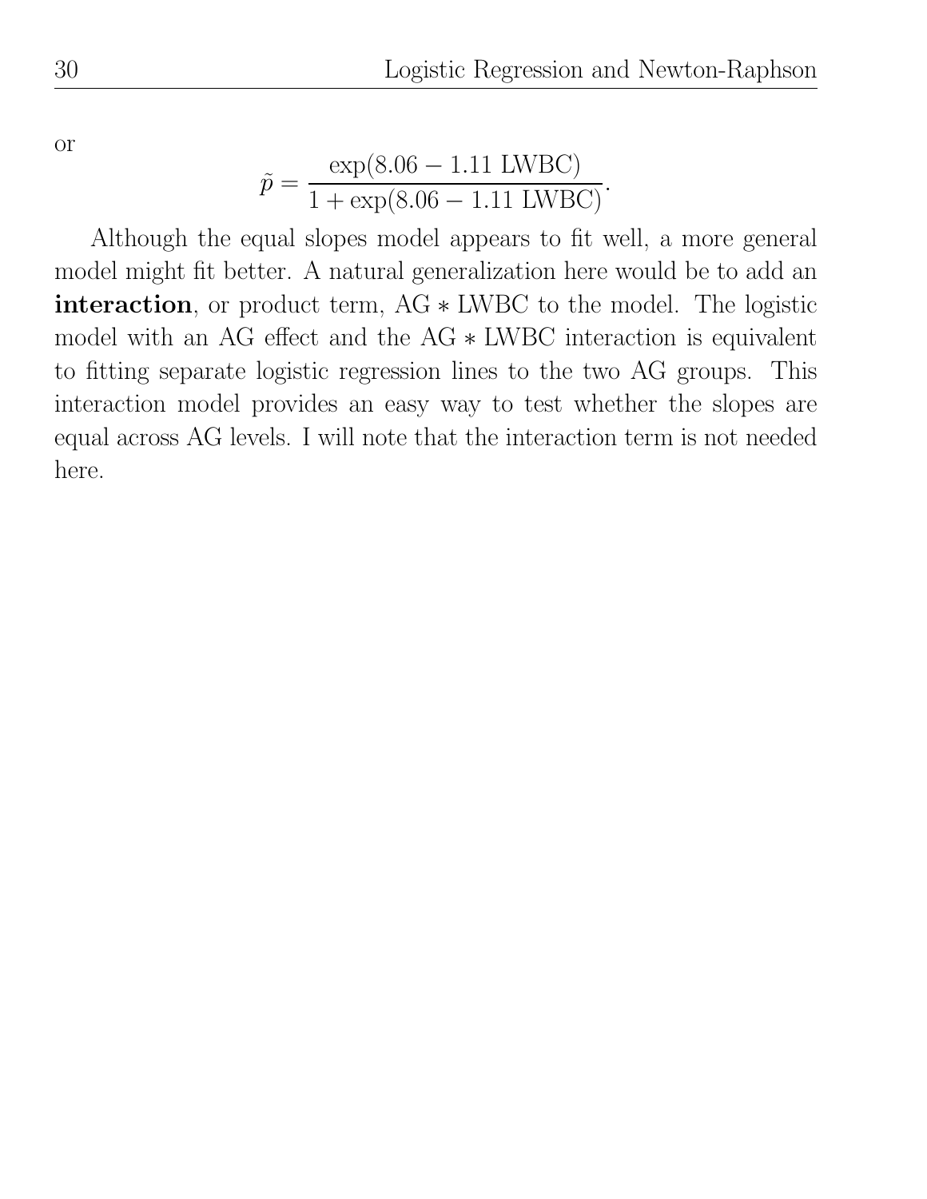or

$$\tilde{p} = \frac{\exp(8.06 - 1.11 \text{ LWBC})}{1 + \exp(8.06 - 1.11 \text{ LWBC})}.$$

Although the equal slopes model appears to fit well, a more general model might fit better. A natural generalization here would be to add an **interaction**, or product term, AG $*$ LWBC to the model. The logistic model with an AG effect and the AG $*$ LWBC interaction is equivalent to fitting separate logistic regression lines to the two AG groups. This interaction model provides an easy way to test whether the slopes are equal across AG levels. I will note that the interaction term is not needed here.